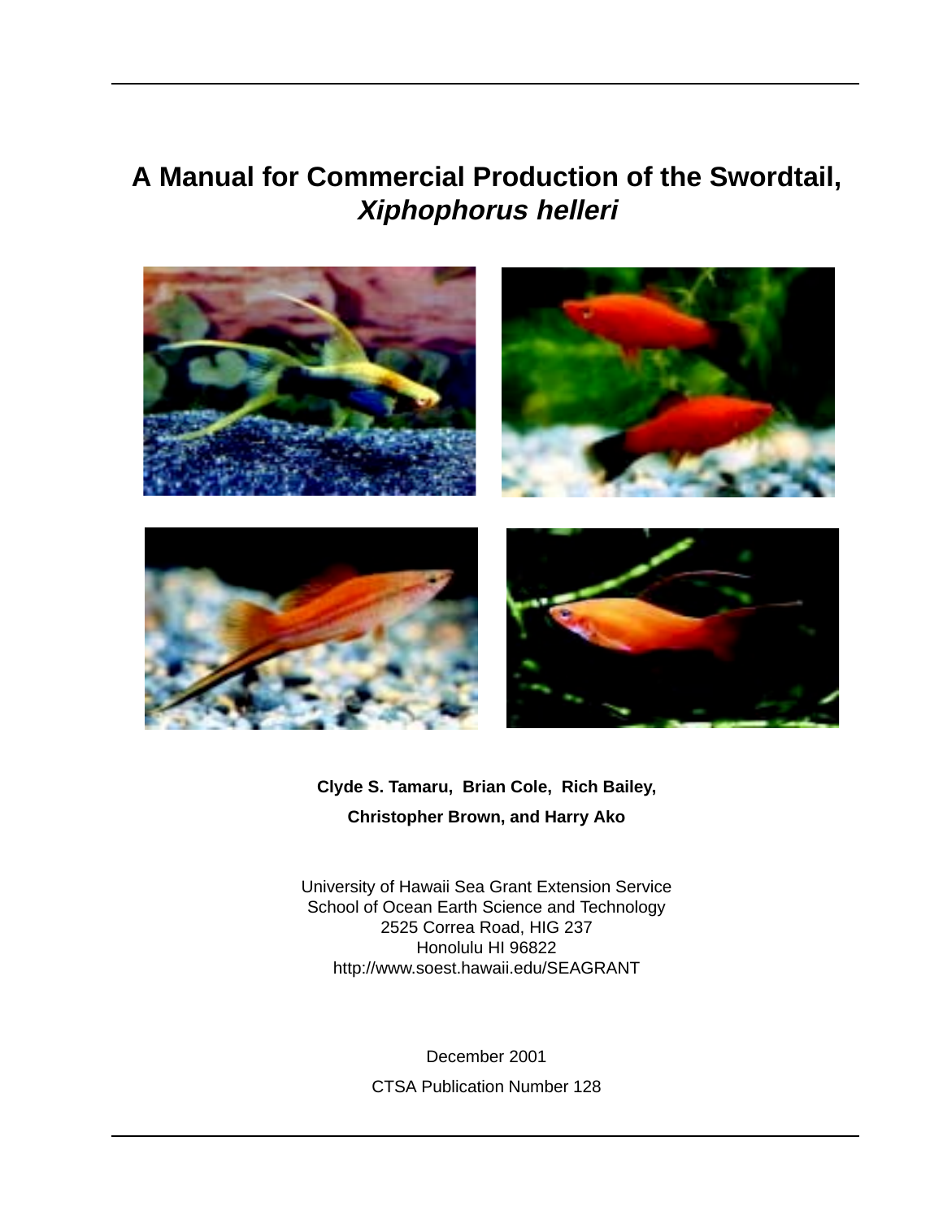# A Manual for Commercial Production of the Swordtail, *Xiphophorus helleri*

**Clyde S. Tamaru, Brian Cole, Rich Bailey, Christopher Brown, and Harry Ako**

University of Hawaii Sea Grant Extension Service
School of Ocean Earth Science and Technology
2525 Correa Road, HIG 237
Honolulu HI 96822
http://www.soest.hawaii.edu/SEAGRANT

December 2001

CTSA Publication Number 128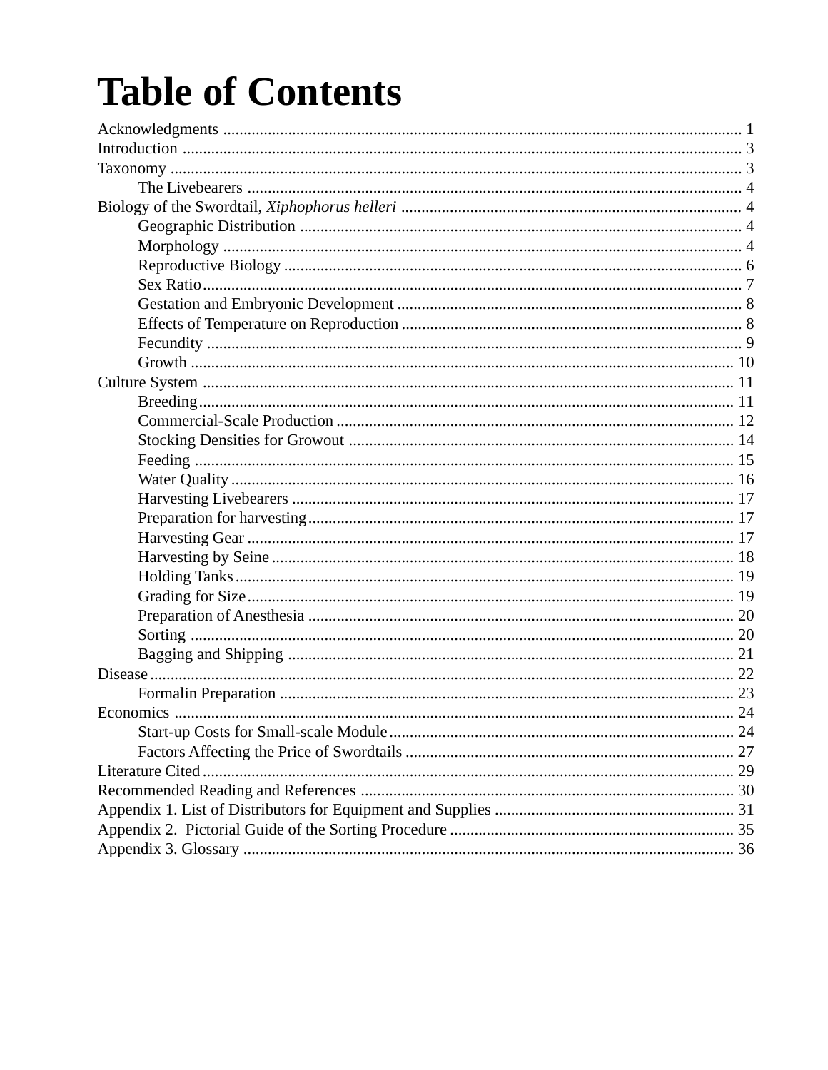# Table of Contents

Acknowledgments .......... 1
Introduction .......... 3
Taxonomy .......... 3
    The Livebearers .......... 4
Biology of the Swordtail, *Xiphophorus helleri* .......... 4
    Geographic Distribution .......... 4
    Morphology .......... 4
    Reproductive Biology .......... 6
    Sex Ratio .......... 7
    Gestation and Embryonic Development .......... 8
    Effects of Temperature on Reproduction .......... 8
    Fecundity .......... 9
    Growth .......... 10
Culture System .......... 11
    Breeding .......... 11
    Commercial-Scale Production .......... 12
    Stocking Densities for Growout .......... 14
    Feeding .......... 15
    Water Quality .......... 16
    Harvesting Livebearers .......... 17
    Preparation for harvesting .......... 17
    Harvesting Gear .......... 17
    Harvesting by Seine .......... 18
    Holding Tanks .......... 19
    Grading for Size .......... 19
    Preparation of Anesthesia .......... 20
    Sorting .......... 20
    Bagging and Shipping .......... 21
Disease .......... 22
    Formalin Preparation .......... 23
Economics .......... 24
    Start-up Costs for Small-scale Module .......... 24
    Factors Affecting the Price of Swordtails .......... 27
Literature Cited .......... 29
Recommended Reading and References .......... 30
Appendix 1. List of Distributors for Equipment and Supplies .......... 31
Appendix 2. Pictorial Guide of the Sorting Procedure .......... 35
Appendix 3. Glossary .......... 36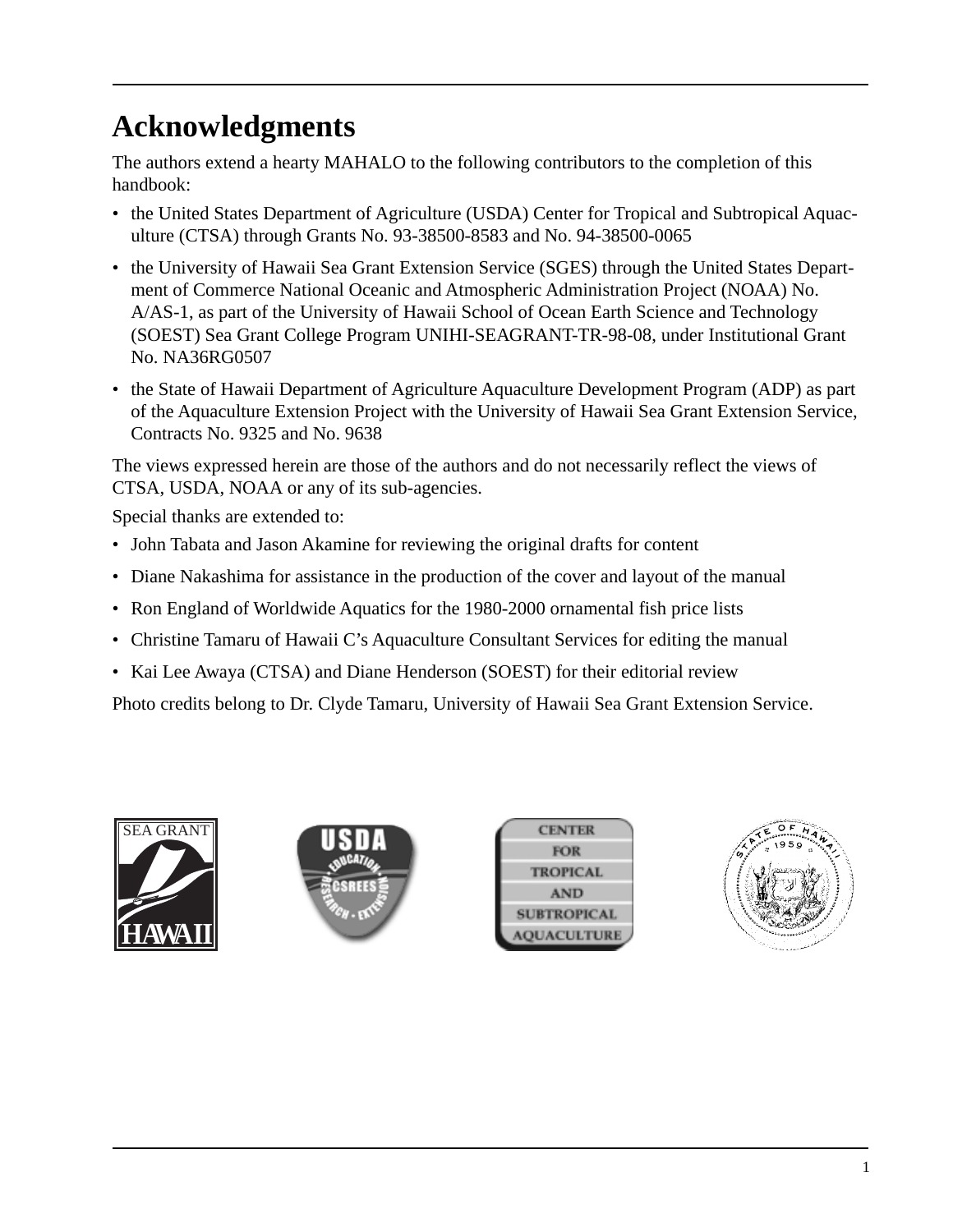# Acknowledgments

The authors extend a hearty MAHALO to the following contributors to the completion of this handbook:

- the United States Department of Agriculture (USDA) Center for Tropical and Subtropical Aquaculture (CTSA) through Grants No. 93-38500-8583 and No. 94-38500-0065
- the University of Hawaii Sea Grant Extension Service (SGES) through the United States Department of Commerce National Oceanic and Atmospheric Administration Project (NOAA) No. A/AS-1, as part of the University of Hawaii School of Ocean Earth Science and Technology (SOEST) Sea Grant College Program UNIHI-SEAGRANT-TR-98-08, under Institutional Grant No. NA36RG0507
- the State of Hawaii Department of Agriculture Aquaculture Development Program (ADP) as part of the Aquaculture Extension Project with the University of Hawaii Sea Grant Extension Service, Contracts No. 9325 and No. 9638

The views expressed herein are those of the authors and do not necessarily reflect the views of CTSA, USDA, NOAA or any of its sub-agencies.

Special thanks are extended to:

- John Tabata and Jason Akamine for reviewing the original drafts for content
- Diane Nakashima for assistance in the production of the cover and layout of the manual
- Ron England of Worldwide Aquatics for the 1980-2000 ornamental fish price lists
- Christine Tamaru of Hawaii C's Aquaculture Consultant Services for editing the manual
- Kai Lee Awaya (CTSA) and Diane Henderson (SOEST) for their editorial review

Photo credits belong to Dr. Clyde Tamaru, University of Hawaii Sea Grant Extension Service.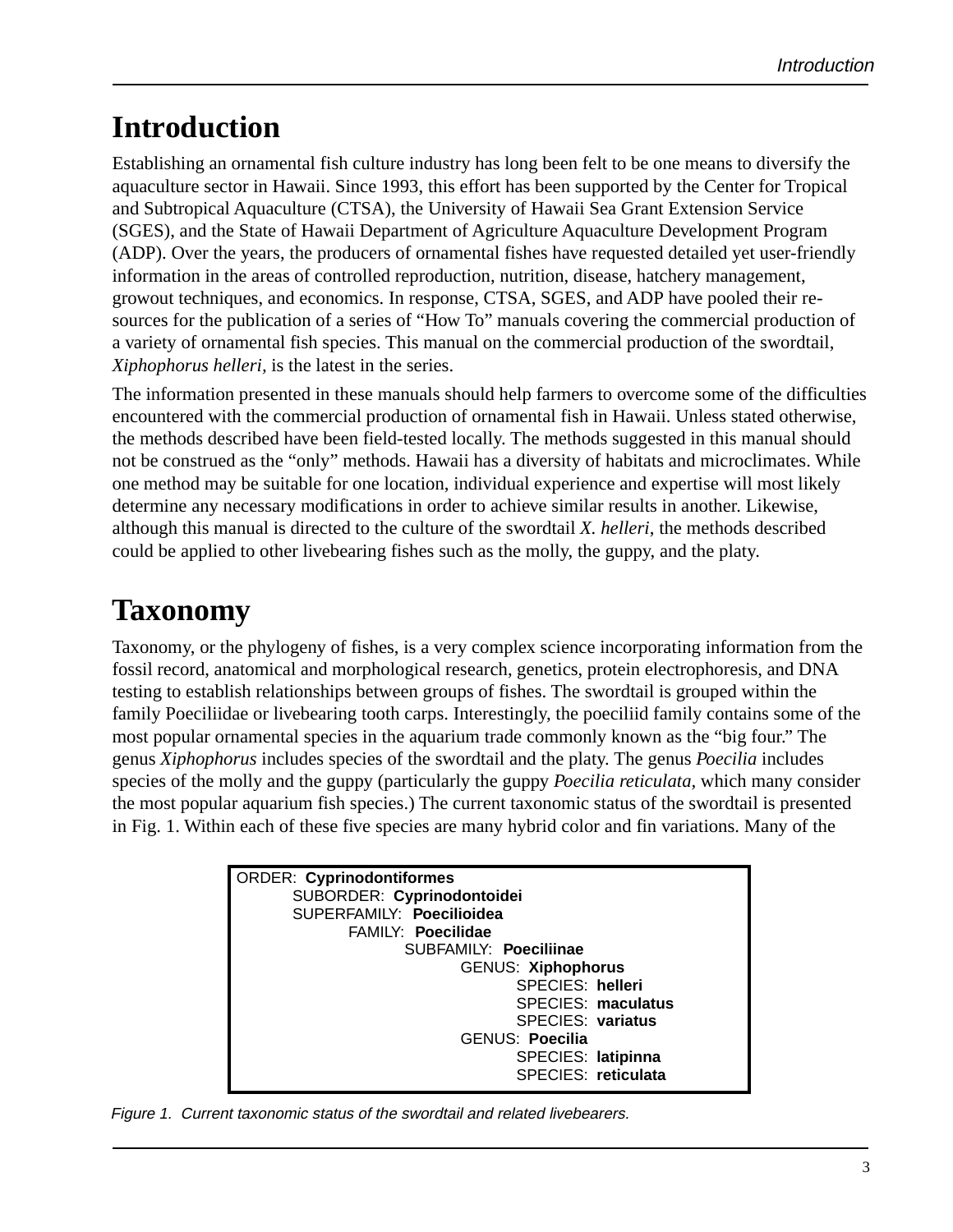# Introduction

Establishing an ornamental fish culture industry has long been felt to be one means to diversify the aquaculture sector in Hawaii. Since 1993, this effort has been supported by the Center for Tropical and Subtropical Aquaculture (CTSA), the University of Hawaii Sea Grant Extension Service (SGES), and the State of Hawaii Department of Agriculture Aquaculture Development Program (ADP). Over the years, the producers of ornamental fishes have requested detailed yet user-friendly information in the areas of controlled reproduction, nutrition, disease, hatchery management, growout techniques, and economics. In response, CTSA, SGES, and ADP have pooled their resources for the publication of a series of "How To" manuals covering the commercial production of a variety of ornamental fish species. This manual on the commercial production of the swordtail, *Xiphophorus helleri,* is the latest in the series.

The information presented in these manuals should help farmers to overcome some of the difficulties encountered with the commercial production of ornamental fish in Hawaii. Unless stated otherwise, the methods described have been field-tested locally. The methods suggested in this manual should not be construed as the "only" methods. Hawaii has a diversity of habitats and microclimates. While one method may be suitable for one location, individual experience and expertise will most likely determine any necessary modifications in order to achieve similar results in another. Likewise, although this manual is directed to the culture of the swordtail *X. helleri*, the methods described could be applied to other livebearing fishes such as the molly, the guppy, and the platy.

# Taxonomy

Taxonomy, or the phylogeny of fishes, is a very complex science incorporating information from the fossil record, anatomical and morphological research, genetics, protein electrophoresis, and DNA testing to establish relationships between groups of fishes. The swordtail is grouped within the family Poeciliidae or livebearing tooth carps. Interestingly, the poeciliid family contains some of the most popular ornamental species in the aquarium trade commonly known as the "big four." The genus *Xiphophorus* includes species of the swordtail and the platy. The genus *Poecilia* includes species of the molly and the guppy (particularly the guppy *Poecilia reticulata,* which many consider the most popular aquarium fish species.) The current taxonomic status of the swordtail is presented in Fig. 1. Within each of these five species are many hybrid color and fin variations. Many of the

ORDER: **Cyprinodontiformes**
- SUBORDER: **Cyprinodontoidei**
- SUPERFAMILY: **Poecilioidea**
  - FAMILY: **Poecilidae**
    - SUBFAMILY: **Poeciliinae**
      - GENUS: **Xiphophorus**
        - SPECIES: **helleri**
        - SPECIES: **maculatus**
        - SPECIES: **variatus**
      - GENUS: **Poecilia**
        - SPECIES: **latipinna**
        - SPECIES: **reticulata**

*Figure 1. Current taxonomic status of the swordtail and related livebearers.*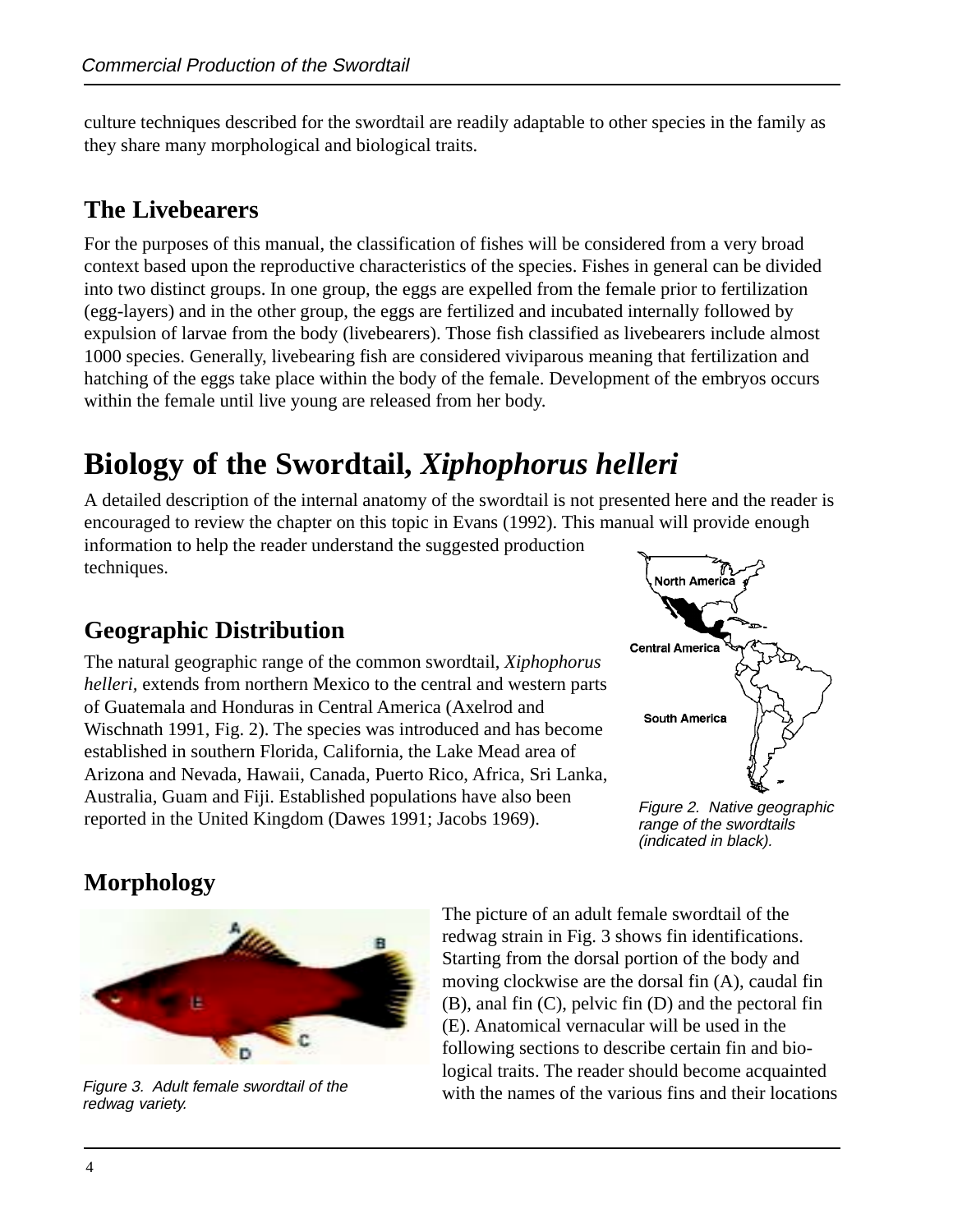culture techniques described for the swordtail are readily adaptable to other species in the family as they share many morphological and biological traits.

## The Livebearers

For the purposes of this manual, the classification of fishes will be considered from a very broad context based upon the reproductive characteristics of the species. Fishes in general can be divided into two distinct groups. In one group, the eggs are expelled from the female prior to fertilization (egg-layers) and in the other group, the eggs are fertilized and incubated internally followed by expulsion of larvae from the body (livebearers). Those fish classified as livebearers include almost 1000 species. Generally, livebearing fish are considered viviparous meaning that fertilization and hatching of the eggs take place within the body of the female. Development of the embryos occurs within the female until live young are released from her body.

# Biology of the Swordtail, *Xiphophorus helleri*

A detailed description of the internal anatomy of the swordtail is not presented here and the reader is encouraged to review the chapter on this topic in Evans (1992). This manual will provide enough information to help the reader understand the suggested production techniques.

## Geographic Distribution

The natural geographic range of the common swordtail, *Xiphophorus helleri*, extends from northern Mexico to the central and western parts of Guatemala and Honduras in Central America (Axelrod and Wischnath 1991, Fig. 2). The species was introduced and has become established in southern Florida, California, the Lake Mead area of Arizona and Nevada, Hawaii, Canada, Puerto Rico, Africa, Sri Lanka, Australia, Guam and Fiji. Established populations have also been reported in the United Kingdom (Dawes 1991; Jacobs 1969).

*Figure 2. Native geographic range of the swordtails (indicated in black).*

## Morphology

*Figure 3. Adult female swordtail of the redwag variety.*

The picture of an adult female swordtail of the redwag strain in Fig. 3 shows fin identifications. Starting from the dorsal portion of the body and moving clockwise are the dorsal fin (A), caudal fin (B), anal fin (C), pelvic fin (D) and the pectoral fin (E). Anatomical vernacular will be used in the following sections to describe certain fin and biological traits. The reader should become acquainted with the names of the various fins and their locations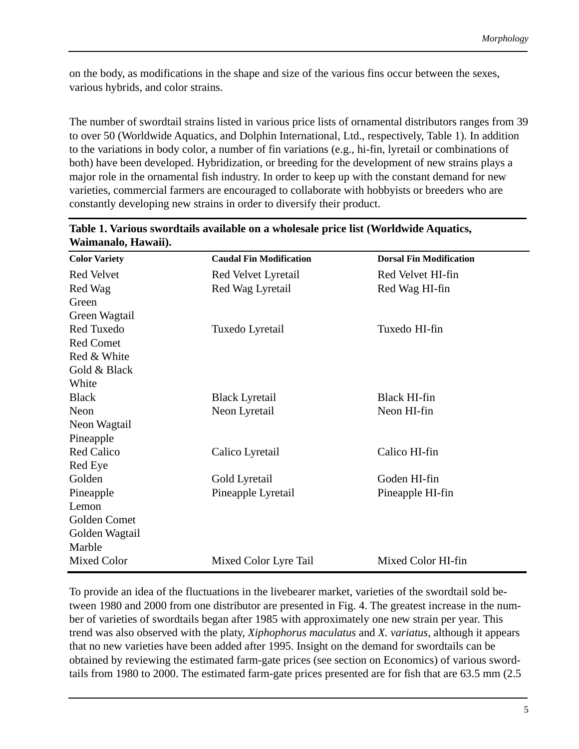on the body, as modifications in the shape and size of the various fins occur between the sexes, various hybrids, and color strains.

The number of swordtail strains listed in various price lists of ornamental distributors ranges from 39 to over 50 (Worldwide Aquatics, and Dolphin International, Ltd., respectively, Table 1). In addition to the variations in body color, a number of fin variations (e.g., hi-fin, lyretail or combinations of both) have been developed. Hybridization, or breeding for the development of new strains plays a major role in the ornamental fish industry. In order to keep up with the constant demand for new varieties, commercial farmers are encouraged to collaborate with hobbyists or breeders who are constantly developing new strains in order to diversify their product.

**Table 1. Various swordtails available on a wholesale price list (Worldwide Aquatics, Waimanalo, Hawaii).**

| Color Variety | Caudal Fin Modification | Dorsal Fin Modification |
|---|---|---|
| Red Velvet | Red Velvet Lyretail | Red Velvet HI-fin |
| Red Wag | Red Wag Lyretail | Red Wag HI-fin |
| Green | | |
| Green Wagtail | | |
| Red Tuxedo | Tuxedo Lyretail | Tuxedo HI-fin |
| Red Comet | | |
| Red & White | | |
| Gold & Black | | |
| White | | |
| Black | Black Lyretail | Black HI-fin |
| Neon | Neon Lyretail | Neon HI-fin |
| Neon Wagtail | | |
| Pineapple | | |
| Red Calico | Calico Lyretail | Calico HI-fin |
| Red Eye | | |
| Golden | Gold Lyretail | Goden HI-fin |
| Pineapple | Pineapple Lyretail | Pineapple HI-fin |
| Lemon | | |
| Golden Comet | | |
| Golden Wagtail | | |
| Marble | | |
| Mixed Color | Mixed Color Lyre Tail | Mixed Color HI-fin |

To provide an idea of the fluctuations in the livebearer market, varieties of the swordtail sold between 1980 and 2000 from one distributor are presented in Fig. 4. The greatest increase in the number of varieties of swordtails began after 1985 with approximately one new strain per year. This trend was also observed with the platy, *Xiphophorus maculatus* and *X. variatus*, although it appears that no new varieties have been added after 1995. Insight on the demand for swordtails can be obtained by reviewing the estimated farm-gate prices (see section on Economics) of various swordtails from 1980 to 2000. The estimated farm-gate prices presented are for fish that are 63.5 mm (2.5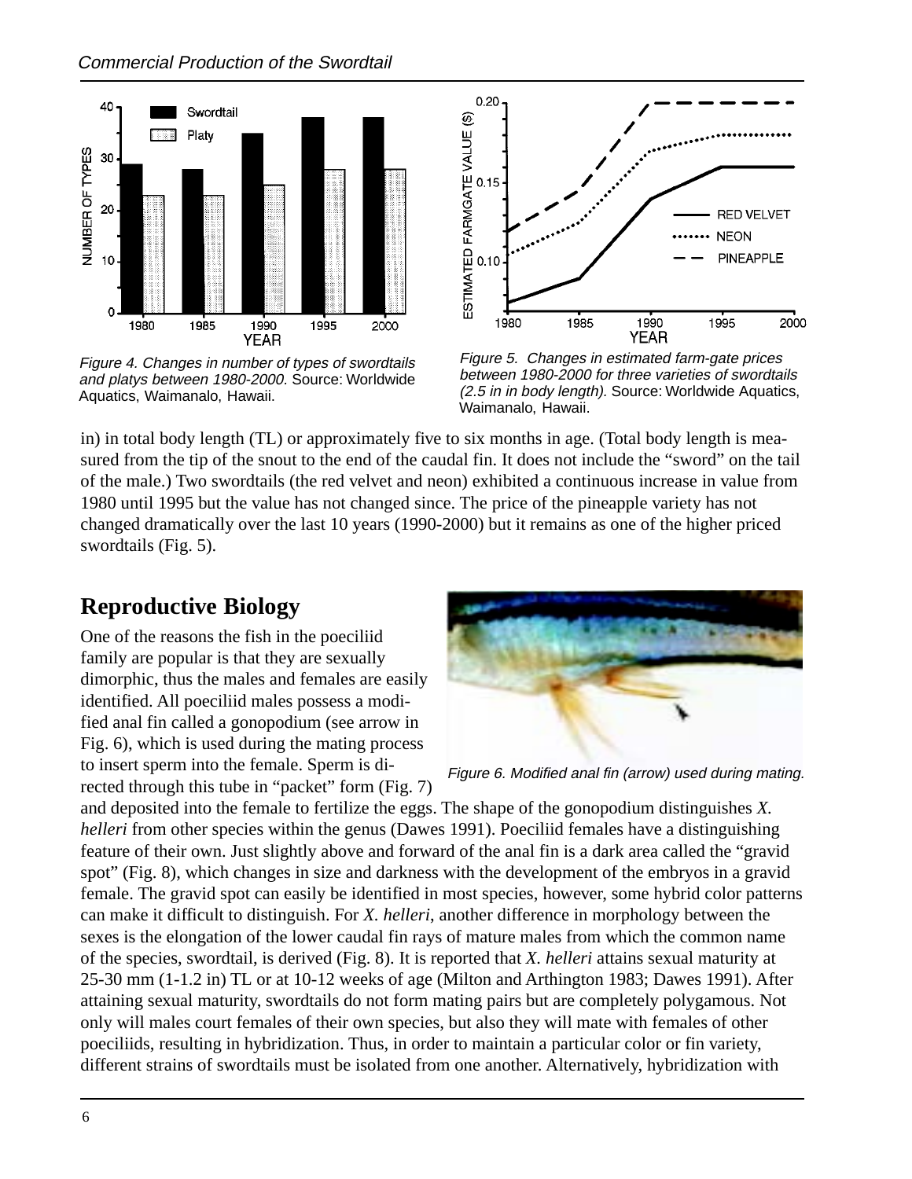Figure 4. Changes in number of types of swordtails and platys between 1980-2000. Source: Worldwide Aquatics, Waimanalo, Hawaii.

Figure 5. Changes in estimated farm-gate prices between 1980-2000 for three varieties of swordtails (2.5 in in body length). Source: Worldwide Aquatics, Waimanalo, Hawaii.

in) in total body length (TL) or approximately five to six months in age. (Total body length is measured from the tip of the snout to the end of the caudal fin. It does not include the "sword" on the tail of the male.) Two swordtails (the red velvet and neon) exhibited a continuous increase in value from 1980 until 1995 but the value has not changed since. The price of the pineapple variety has not changed dramatically over the last 10 years (1990-2000) but it remains as one of the higher priced swordtails (Fig. 5).

## Reproductive Biology

One of the reasons the fish in the poeciliid family are popular is that they are sexually dimorphic, thus the males and females are easily identified. All poeciliid males possess a modified anal fin called a gonopodium (see arrow in Fig. 6), which is used during the mating process to insert sperm into the female. Sperm is directed through this tube in "packet" form (Fig. 7) and deposited into the female to fertilize the eggs. The shape of the gonopodium distinguishes *X. helleri* from other species within the genus (Dawes 1991). Poeciliid females have a distinguishing feature of their own. Just slightly above and forward of the anal fin is a dark area called the "gravid spot" (Fig. 8), which changes in size and darkness with the development of the embryos in a gravid female. The gravid spot can easily be identified in most species, however, some hybrid color patterns can make it difficult to distinguish. For *X. helleri*, another difference in morphology between the sexes is the elongation of the lower caudal fin rays of mature males from which the common name of the species, swordtail, is derived (Fig. 8). It is reported that *X. helleri* attains sexual maturity at 25-30 mm (1-1.2 in) TL or at 10-12 weeks of age (Milton and Arthington 1983; Dawes 1991). After attaining sexual maturity, swordtails do not form mating pairs but are completely polygamous. Not only will males court females of their own species, but also they will mate with females of other poeciliids, resulting in hybridization. Thus, in order to maintain a particular color or fin variety, different strains of swordtails must be isolated from one another. Alternatively, hybridization with

Figure 6. Modified anal fin (arrow) used during mating.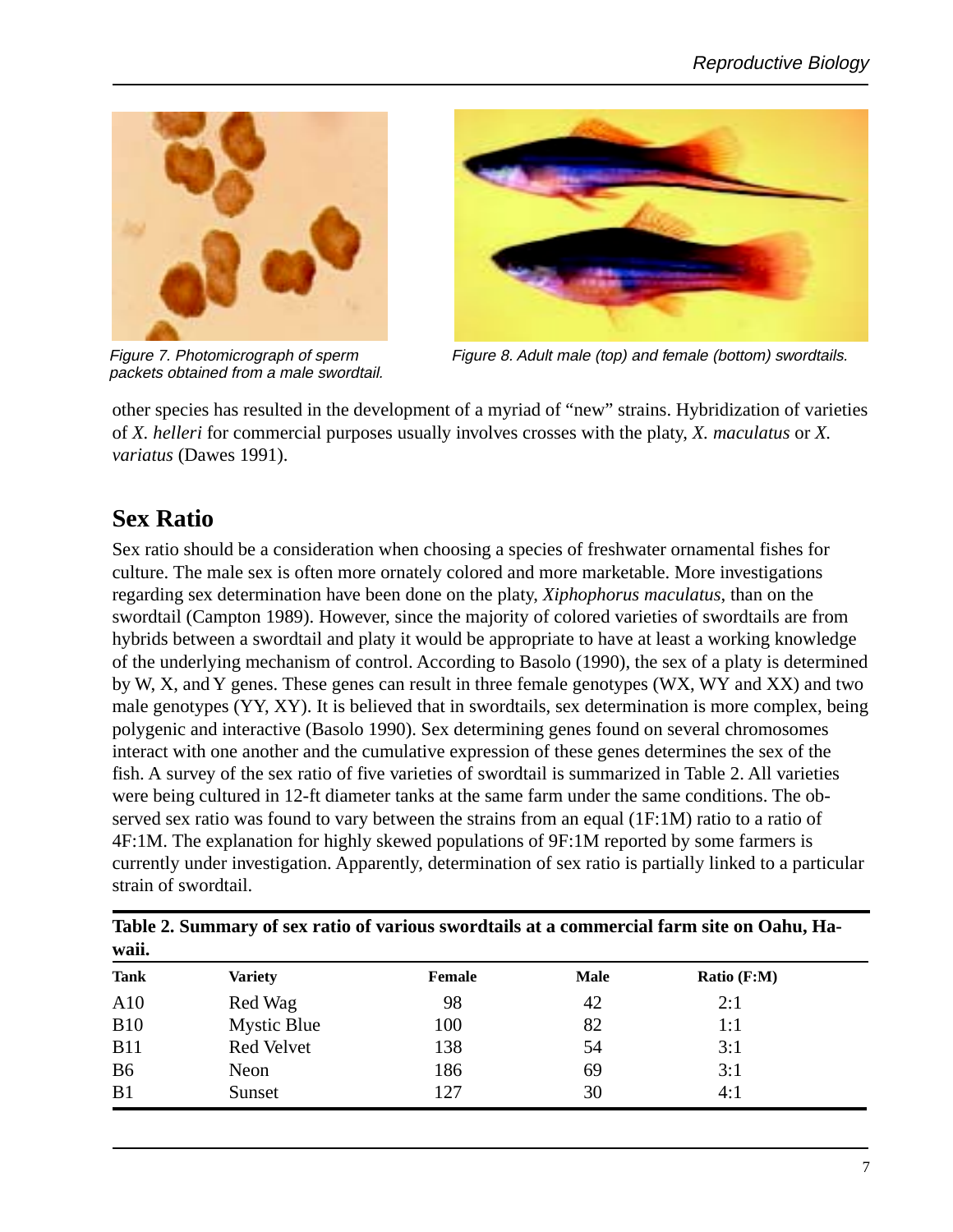Figure 7. Photomicrograph of sperm packets obtained from a male swordtail.

Figure 8. Adult male (top) and female (bottom) swordtails.

other species has resulted in the development of a myriad of "new" strains. Hybridization of varieties of *X. helleri* for commercial purposes usually involves crosses with the platy, *X. maculatus* or *X. variatus* (Dawes 1991).

## Sex Ratio

Sex ratio should be a consideration when choosing a species of freshwater ornamental fishes for culture. The male sex is often more ornately colored and more marketable. More investigations regarding sex determination have been done on the platy, *Xiphophorus maculatus*, than on the swordtail (Campton 1989). However, since the majority of colored varieties of swordtails are from hybrids between a swordtail and platy it would be appropriate to have at least a working knowledge of the underlying mechanism of control. According to Basolo (1990), the sex of a platy is determined by W, X, and Y genes. These genes can result in three female genotypes (WX, WY and XX) and two male genotypes (YY, XY). It is believed that in swordtails, sex determination is more complex, being polygenic and interactive (Basolo 1990). Sex determining genes found on several chromosomes interact with one another and the cumulative expression of these genes determines the sex of the fish. A survey of the sex ratio of five varieties of swordtail is summarized in Table 2. All varieties were being cultured in 12-ft diameter tanks at the same farm under the same conditions. The observed sex ratio was found to vary between the strains from an equal (1F:1M) ratio to a ratio of 4F:1M. The explanation for highly skewed populations of 9F:1M reported by some farmers is currently under investigation. Apparently, determination of sex ratio is partially linked to a particular strain of swordtail.

**Table 2. Summary of sex ratio of various swordtails at a commercial farm site on Oahu, Hawaii.**

| Tank | Variety | Female | Male | Ratio (F:M) |
|---|---|---|---|---|
| A10 | Red Wag | 98 | 42 | 2:1 |
| B10 | Mystic Blue | 100 | 82 | 1:1 |
| B11 | Red Velvet | 138 | 54 | 3:1 |
| B6 | Neon | 186 | 69 | 3:1 |
| B1 | Sunset | 127 | 30 | 4:1 |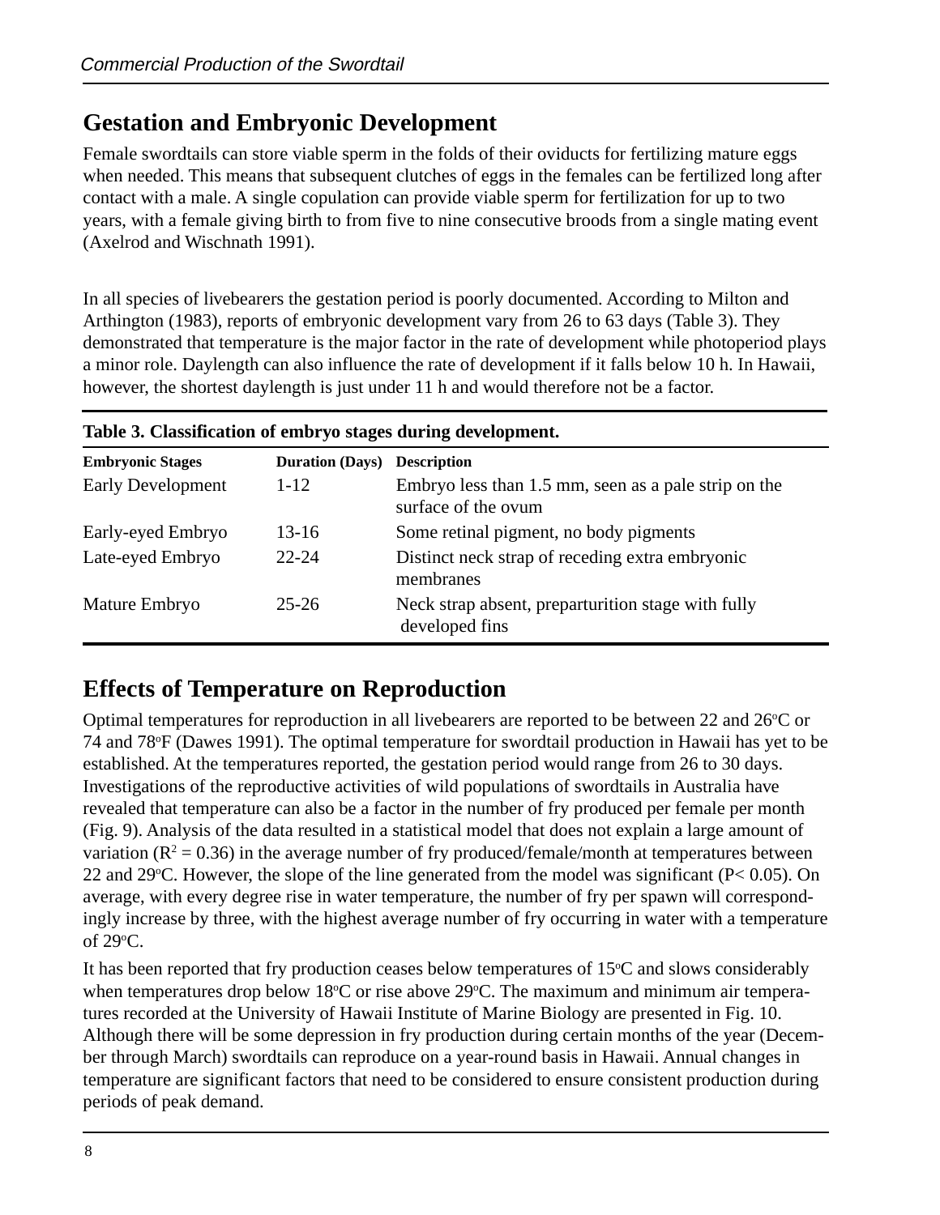## Gestation and Embryonic Development

Female swordtails can store viable sperm in the folds of their oviducts for fertilizing mature eggs when needed. This means that subsequent clutches of eggs in the females can be fertilized long after contact with a male. A single copulation can provide viable sperm for fertilization for up to two years, with a female giving birth to from five to nine consecutive broods from a single mating event (Axelrod and Wischnath 1991).

In all species of livebearers the gestation period is poorly documented. According to Milton and Arthington (1983), reports of embryonic development vary from 26 to 63 days (Table 3). They demonstrated that temperature is the major factor in the rate of development while photoperiod plays a minor role. Daylength can also influence the rate of development if it falls below 10 h. In Hawaii, however, the shortest daylength is just under 11 h and would therefore not be a factor.

**Table 3. Classification of embryo stages during development.**

| Embryonic Stages | Duration (Days) | Description |
|---|---|---|
| Early Development | 1-12 | Embryo less than 1.5 mm, seen as a pale strip on the surface of the ovum |
| Early-eyed Embryo | 13-16 | Some retinal pigment, no body pigments |
| Late-eyed Embryo | 22-24 | Distinct neck strap of receding extra embryonic membranes |
| Mature Embryo | 25-26 | Neck strap absent, preparturition stage with fully developed fins |

## Effects of Temperature on Reproduction

Optimal temperatures for reproduction in all livebearers are reported to be between 22 and 26°C or 74 and 78°F (Dawes 1991). The optimal temperature for swordtail production in Hawaii has yet to be established. At the temperatures reported, the gestation period would range from 26 to 30 days. Investigations of the reproductive activities of wild populations of swordtails in Australia have revealed that temperature can also be a factor in the number of fry produced per female per month (Fig. 9). Analysis of the data resulted in a statistical model that does not explain a large amount of variation ($R^2 = 0.36$) in the average number of fry produced/female/month at temperatures between 22 and 29°C. However, the slope of the line generated from the model was significant ($P < 0.05$). On average, with every degree rise in water temperature, the number of fry per spawn will correspondingly increase by three, with the highest average number of fry occurring in water with a temperature of 29°C.

It has been reported that fry production ceases below temperatures of 15°C and slows considerably when temperatures drop below 18°C or rise above 29°C. The maximum and minimum air temperatures recorded at the University of Hawaii Institute of Marine Biology are presented in Fig. 10. Although there will be some depression in fry production during certain months of the year (December through March) swordtails can reproduce on a year-round basis in Hawaii. Annual changes in temperature are significant factors that need to be considered to ensure consistent production during periods of peak demand.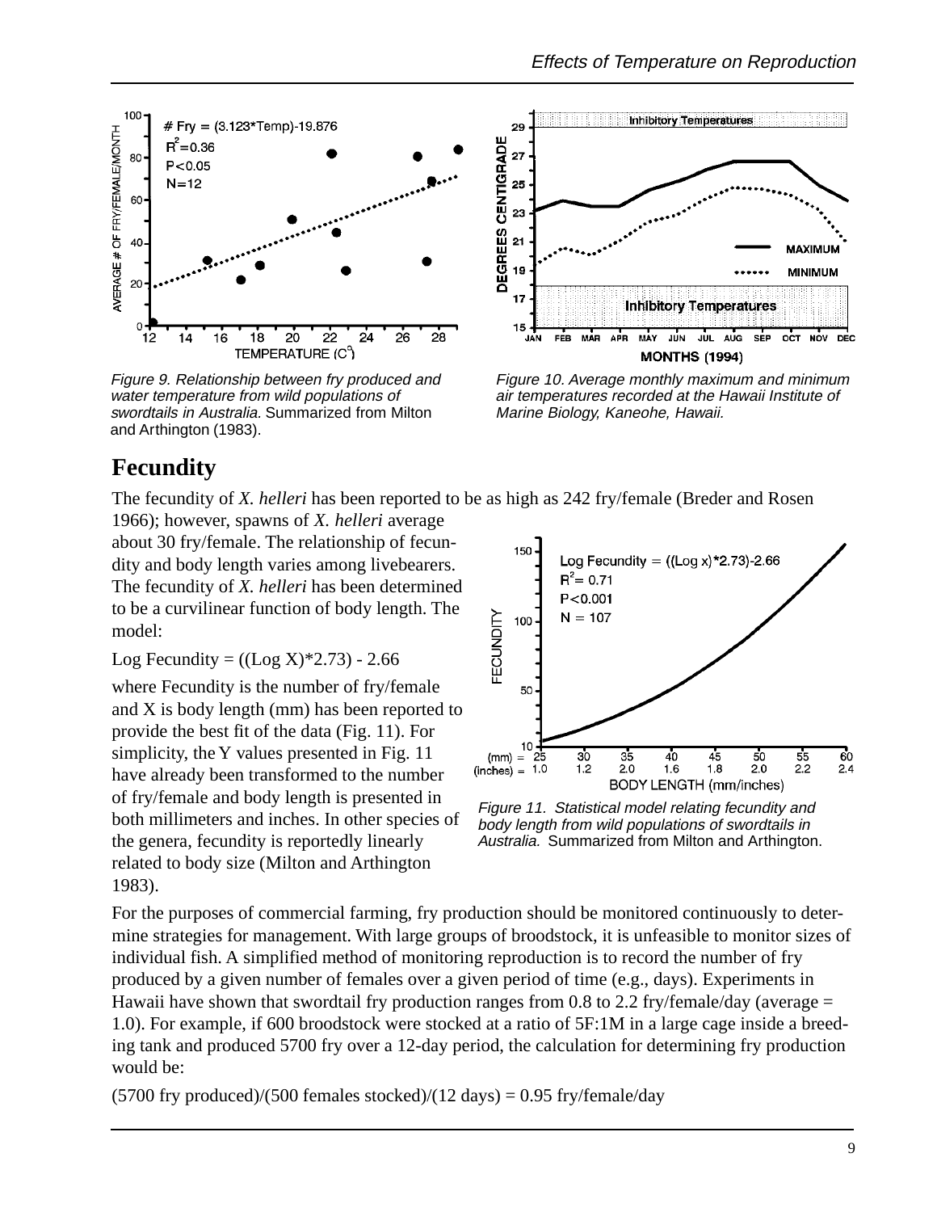Figure 9. Relationship between fry produced and water temperature from wild populations of swordtails in Australia. Summarized from Milton and Arthington (1983).

Figure 10. Average monthly maximum and minimum air temperatures recorded at the Hawaii Institute of Marine Biology, Kaneohe, Hawaii.

## Fecundity

The fecundity of *X. helleri* has been reported to be as high as 242 fry/female (Breder and Rosen 1966); however, spawns of *X. helleri* average about 30 fry/female. The relationship of fecundity and body length varies among livebearers. The fecundity of *X. helleri* has been determined to be a curvilinear function of body length. The model:

Log Fecundity = ((Log X)*2.73) - 2.66

where Fecundity is the number of fry/female and X is body length (mm) has been reported to provide the best fit of the data (Fig. 11). For simplicity, the Y values presented in Fig. 11 have already been transformed to the number of fry/female and body length is presented in both millimeters and inches. In other species of the genera, fecundity is reportedly linearly related to body size (Milton and Arthington 1983).

Figure 11. Statistical model relating fecundity and body length from wild populations of swordtails in Australia. Summarized from Milton and Arthington.

For the purposes of commercial farming, fry production should be monitored continuously to determine strategies for management. With large groups of broodstock, it is unfeasible to monitor sizes of individual fish. A simplified method of monitoring reproduction is to record the number of fry produced by a given number of females over a given period of time (e.g., days). Experiments in Hawaii have shown that swordtail fry production ranges from 0.8 to 2.2 fry/female/day (average = 1.0). For example, if 600 broodstock were stocked at a ratio of 5F:1M in a large cage inside a breeding tank and produced 5700 fry over a 12-day period, the calculation for determining fry production would be:

(5700 fry produced)/(500 females stocked)/(12 days) = 0.95 fry/female/day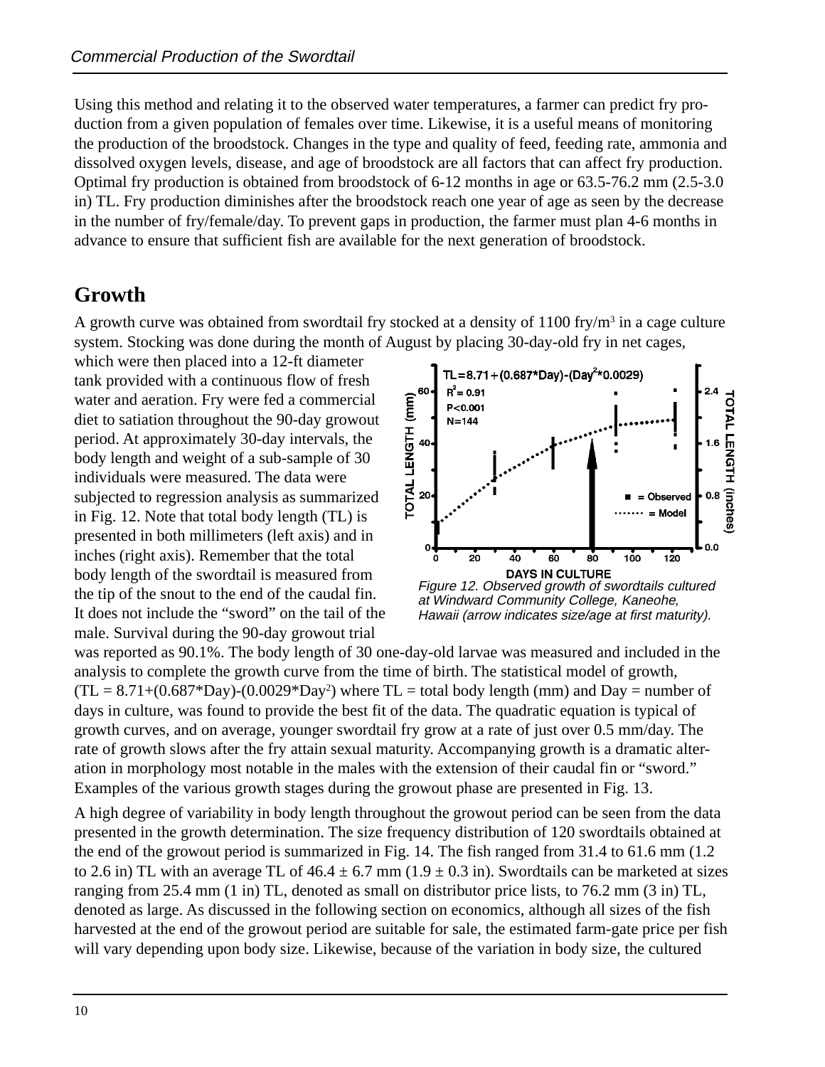Using this method and relating it to the observed water temperatures, a farmer can predict fry production from a given population of females over time. Likewise, it is a useful means of monitoring the production of the broodstock. Changes in the type and quality of feed, feeding rate, ammonia and dissolved oxygen levels, disease, and age of broodstock are all factors that can affect fry production. Optimal fry production is obtained from broodstock of 6-12 months in age or 63.5-76.2 mm (2.5-3.0 in) TL. Fry production diminishes after the broodstock reach one year of age as seen by the decrease in the number of fry/female/day. To prevent gaps in production, the farmer must plan 4-6 months in advance to ensure that sufficient fish are available for the next generation of broodstock.

## Growth

A growth curve was obtained from swordtail fry stocked at a density of 1100 fry/$m^3$ in a cage culture system. Stocking was done during the month of August by placing 30-day-old fry in net cages, which were then placed into a 12-ft diameter tank provided with a continuous flow of fresh water and aeration. Fry were fed a commercial diet to satiation throughout the 90-day growout period. At approximately 30-day intervals, the body length and weight of a sub-sample of 30 individuals were measured. The data were subjected to regression analysis as summarized in Fig. 12. Note that total body length (TL) is presented in both millimeters (left axis) and in inches (right axis). Remember that the total body length of the swordtail is measured from the tip of the snout to the end of the caudal fin. It does not include the "sword" on the tail of the male. Survival during the 90-day growout trial was reported as 90.1%. The body length of 30 one-day-old larvae was measured and included in the analysis to complete the growth curve from the time of birth. The statistical model of growth, ($TL = 8.71+(0.687*Day)-(0.0029*Day^2)$) where TL = total body length (mm) and Day = number of days in culture, was found to provide the best fit of the data. The quadratic equation is typical of growth curves, and on average, younger swordtail fry grow at a rate of just over 0.5 mm/day. The rate of growth slows after the fry attain sexual maturity. Accompanying growth is a dramatic alteration in morphology most notable in the males with the extension of their caudal fin or "sword." Examples of the various growth stages during the growout phase are presented in Fig. 13.

*Figure 12. Observed growth of swordtails cultured at Windward Community College, Kaneohe, Hawaii (arrow indicates size/age at first maturity).*

A high degree of variability in body length throughout the growout period can be seen from the data presented in the growth determination. The size frequency distribution of 120 swordtails obtained at the end of the growout period is summarized in Fig. 14. The fish ranged from 31.4 to 61.6 mm (1.2 to 2.6 in) TL with an average TL of 46.4 ± 6.7 mm (1.9 ± 0.3 in). Swordtails can be marketed at sizes ranging from 25.4 mm (1 in) TL, denoted as small on distributor price lists, to 76.2 mm (3 in) TL, denoted as large. As discussed in the following section on economics, although all sizes of the fish harvested at the end of the growout period are suitable for sale, the estimated farm-gate price per fish will vary depending upon body size. Likewise, because of the variation in body size, the cultured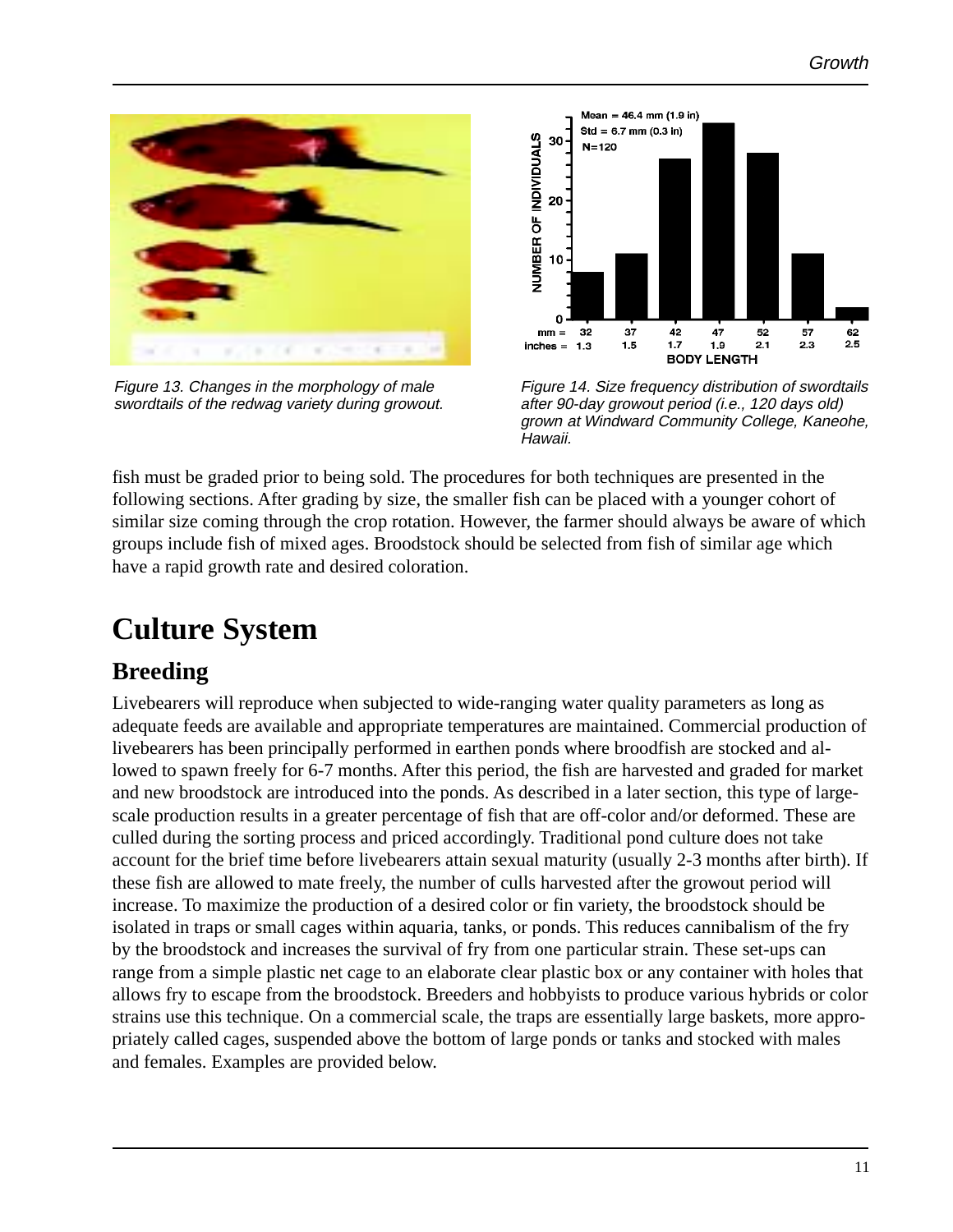Figure 13. Changes in the morphology of male swordtails of the redwag variety during growout.

Figure 14. Size frequency distribution of swordtails after 90-day growout period (i.e., 120 days old) grown at Windward Community College, Kaneohe, Hawaii.

fish must be graded prior to being sold. The procedures for both techniques are presented in the following sections. After grading by size, the smaller fish can be placed with a younger cohort of similar size coming through the crop rotation. However, the farmer should always be aware of which groups include fish of mixed ages. Broodstock should be selected from fish of similar age which have a rapid growth rate and desired coloration.

# Culture System

## Breeding

Livebearers will reproduce when subjected to wide-ranging water quality parameters as long as adequate feeds are available and appropriate temperatures are maintained. Commercial production of livebearers has been principally performed in earthen ponds where broodfish are stocked and allowed to spawn freely for 6-7 months. After this period, the fish are harvested and graded for market and new broodstock are introduced into the ponds. As described in a later section, this type of large-scale production results in a greater percentage of fish that are off-color and/or deformed. These are culled during the sorting process and priced accordingly. Traditional pond culture does not take account for the brief time before livebearers attain sexual maturity (usually 2-3 months after birth). If these fish are allowed to mate freely, the number of culls harvested after the growout period will increase. To maximize the production of a desired color or fin variety, the broodstock should be isolated in traps or small cages within aquaria, tanks, or ponds. This reduces cannibalism of the fry by the broodstock and increases the survival of fry from one particular strain. These set-ups can range from a simple plastic net cage to an elaborate clear plastic box or any container with holes that allows fry to escape from the broodstock. Breeders and hobbyists to produce various hybrids or color strains use this technique. On a commercial scale, the traps are essentially large baskets, more appropriately called cages, suspended above the bottom of large ponds or tanks and stocked with males and females. Examples are provided below.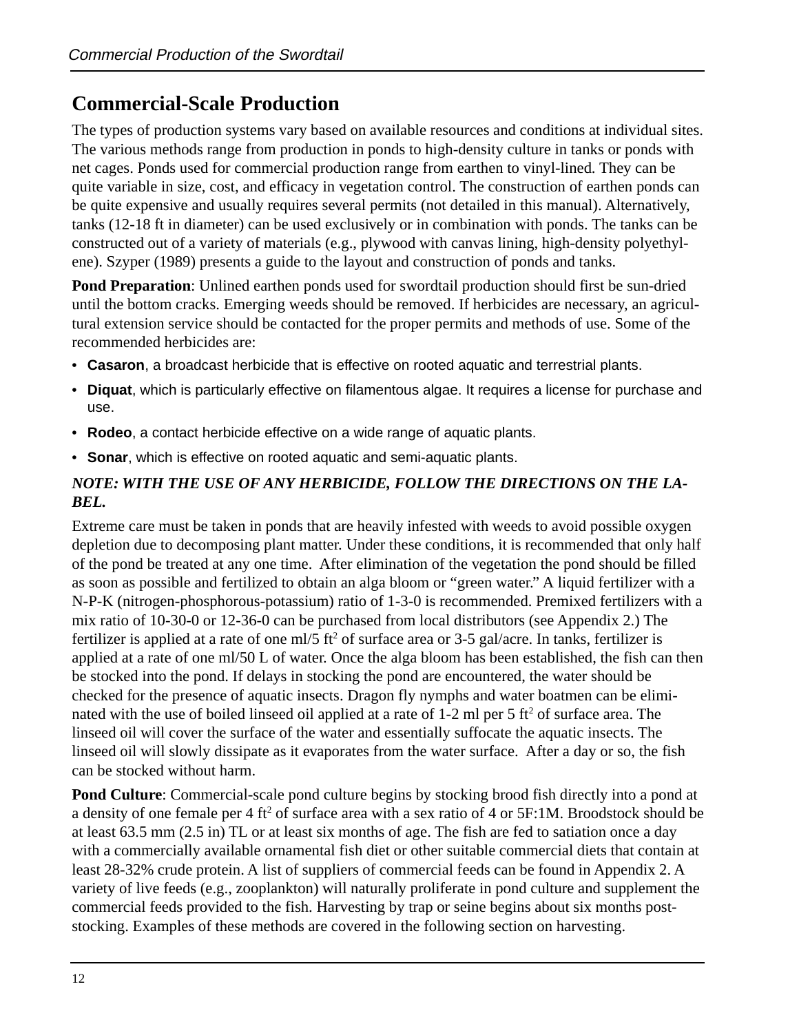## Commercial-Scale Production

The types of production systems vary based on available resources and conditions at individual sites. The various methods range from production in ponds to high-density culture in tanks or ponds with net cages. Ponds used for commercial production range from earthen to vinyl-lined. They can be quite variable in size, cost, and efficacy in vegetation control. The construction of earthen ponds can be quite expensive and usually requires several permits (not detailed in this manual). Alternatively, tanks (12-18 ft in diameter) can be used exclusively or in combination with ponds. The tanks can be constructed out of a variety of materials (e.g., plywood with canvas lining, high-density polyethylene). Szyper (1989) presents a guide to the layout and construction of ponds and tanks.

**Pond Preparation**: Unlined earthen ponds used for swordtail production should first be sun-dried until the bottom cracks. Emerging weeds should be removed. If herbicides are necessary, an agricultural extension service should be contacted for the proper permits and methods of use. Some of the recommended herbicides are:

- **Casaron**, a broadcast herbicide that is effective on rooted aquatic and terrestrial plants.
- **Diquat**, which is particularly effective on filamentous algae. It requires a license for purchase and use.
- **Rodeo**, a contact herbicide effective on a wide range of aquatic plants.
- **Sonar**, which is effective on rooted aquatic and semi-aquatic plants.

***NOTE: WITH THE USE OF ANY HERBICIDE, FOLLOW THE DIRECTIONS ON THE LABEL.***

Extreme care must be taken in ponds that are heavily infested with weeds to avoid possible oxygen depletion due to decomposing plant matter. Under these conditions, it is recommended that only half of the pond be treated at any one time. After elimination of the vegetation the pond should be filled as soon as possible and fertilized to obtain an alga bloom or "green water." A liquid fertilizer with a N-P-K (nitrogen-phosphorous-potassium) ratio of 1-3-0 is recommended. Premixed fertilizers with a mix ratio of 10-30-0 or 12-36-0 can be purchased from local distributors (see Appendix 2.) The fertilizer is applied at a rate of one ml/5 $ft^2$ of surface area or 3-5 gal/acre. In tanks, fertilizer is applied at a rate of one ml/50 L of water. Once the alga bloom has been established, the fish can then be stocked into the pond. If delays in stocking the pond are encountered, the water should be checked for the presence of aquatic insects. Dragon fly nymphs and water boatmen can be eliminated with the use of boiled linseed oil applied at a rate of 1-2 ml per 5 $ft^2$ of surface area. The linseed oil will cover the surface of the water and essentially suffocate the aquatic insects. The linseed oil will slowly dissipate as it evaporates from the water surface. After a day or so, the fish can be stocked without harm.

**Pond Culture**: Commercial-scale pond culture begins by stocking brood fish directly into a pond at a density of one female per 4 $ft^2$ of surface area with a sex ratio of 4 or 5F:1M. Broodstock should be at least 63.5 mm (2.5 in) TL or at least six months of age. The fish are fed to satiation once a day with a commercially available ornamental fish diet or other suitable commercial diets that contain at least 28-32% crude protein. A list of suppliers of commercial feeds can be found in Appendix 2. A variety of live feeds (e.g., zooplankton) will naturally proliferate in pond culture and supplement the commercial feeds provided to the fish. Harvesting by trap or seine begins about six months post-stocking. Examples of these methods are covered in the following section on harvesting.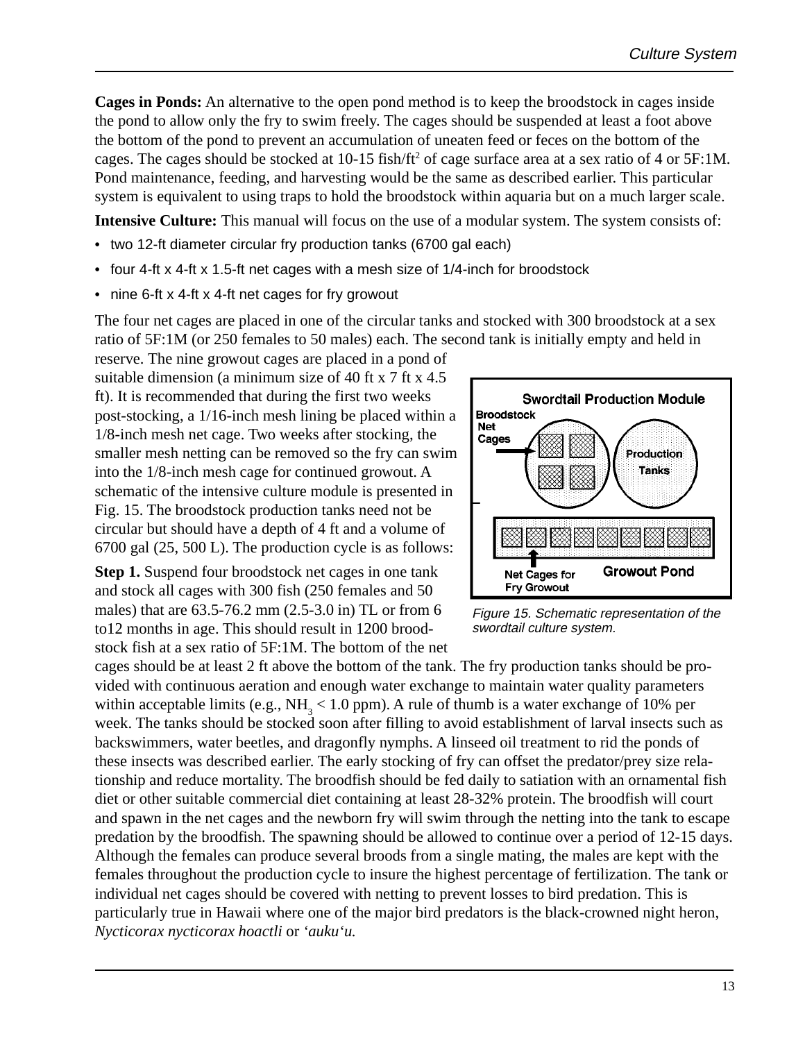**Cages in Ponds:** An alternative to the open pond method is to keep the broodstock in cages inside the pond to allow only the fry to swim freely. The cages should be suspended at least a foot above the bottom of the pond to prevent an accumulation of uneaten feed or feces on the bottom of the cages. The cages should be stocked at 10-15 fish/ft$^2$ of cage surface area at a sex ratio of 4 or 5F:1M. Pond maintenance, feeding, and harvesting would be the same as described earlier. This particular system is equivalent to using traps to hold the broodstock within aquaria but on a much larger scale.

**Intensive Culture:** This manual will focus on the use of a modular system. The system consists of:

- two 12-ft diameter circular fry production tanks (6700 gal each)
- four 4-ft x 4-ft x 1.5-ft net cages with a mesh size of 1/4-inch for broodstock
- nine 6-ft x 4-ft x 4-ft net cages for fry growout

The four net cages are placed in one of the circular tanks and stocked with 300 broodstock at a sex ratio of 5F:1M (or 250 females to 50 males) each. The second tank is initially empty and held in reserve. The nine growout cages are placed in a pond of suitable dimension (a minimum size of 40 ft x 7 ft x 4.5 ft). It is recommended that during the first two weeks post-stocking, a 1/16-inch mesh lining be placed within a 1/8-inch mesh net cage. Two weeks after stocking, the smaller mesh netting can be removed so the fry can swim into the 1/8-inch mesh cage for continued growout. A schematic of the intensive culture module is presented in Fig. 15. The broodstock production tanks need not be circular but should have a depth of 4 ft and a volume of 6700 gal (25, 500 L). The production cycle is as follows:

Swordtail Production Module

Broodstock Net Cages

Production Tanks

Net Cages for Fry Growout

Growout Pond

*Figure 15. Schematic representation of the swordtail culture system.*

**Step 1.** Suspend four broodstock net cages in one tank and stock all cages with 300 fish (250 females and 50 males) that are 63.5-76.2 mm (2.5-3.0 in) TL or from 6 to12 months in age. This should result in 1200 broodstock fish at a sex ratio of 5F:1M. The bottom of the net cages should be at least 2 ft above the bottom of the tank. The fry production tanks should be provided with continuous aeration and enough water exchange to maintain water quality parameters within acceptable limits (e.g., $NH_3$ < 1.0 ppm). A rule of thumb is a water exchange of 10% per week. The tanks should be stocked soon after filling to avoid establishment of larval insects such as backswimmers, water beetles, and dragonfly nymphs. A linseed oil treatment to rid the ponds of these insects was described earlier. The early stocking of fry can offset the predator/prey size relationship and reduce mortality. The broodfish should be fed daily to satiation with an ornamental fish diet or other suitable commercial diet containing at least 28-32% protein. The broodfish will court and spawn in the net cages and the newborn fry will swim through the netting into the tank to escape predation by the broodfish. The spawning should be allowed to continue over a period of 12-15 days. Although the females can produce several broods from a single mating, the males are kept with the females throughout the production cycle to insure the highest percentage of fertilization. The tank or individual net cages should be covered with netting to prevent losses to bird predation. This is particularly true in Hawaii where one of the major bird predators is the black-crowned night heron, *Nycticorax nycticorax hoactli* or *'auku'u.*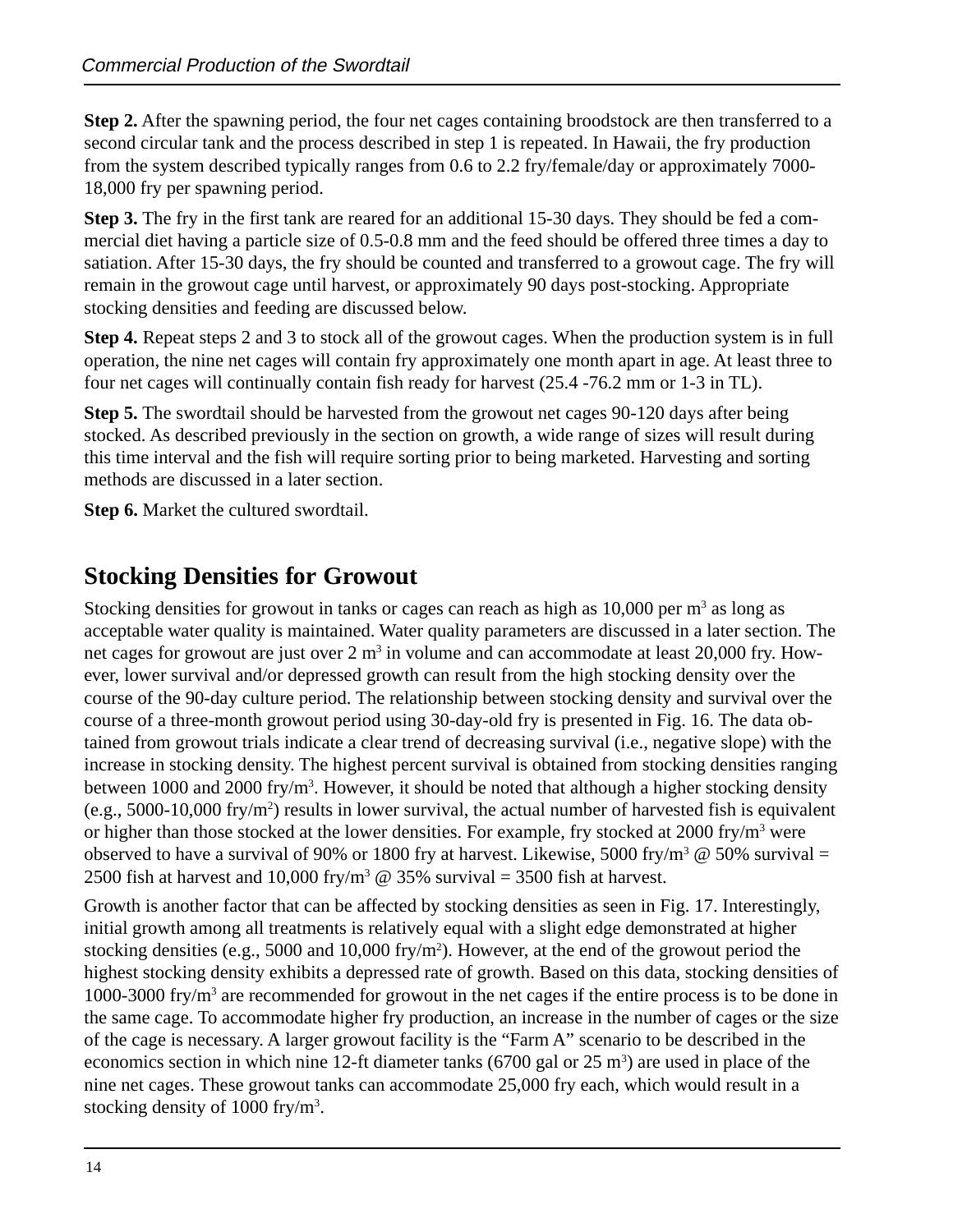**Step 2.** After the spawning period, the four net cages containing broodstock are then transferred to a second circular tank and the process described in step 1 is repeated. In Hawaii, the fry production from the system described typically ranges from 0.6 to 2.2 fry/female/day or approximately 7000-18,000 fry per spawning period.

**Step 3.** The fry in the first tank are reared for an additional 15-30 days. They should be fed a commercial diet having a particle size of 0.5-0.8 mm and the feed should be offered three times a day to satiation. After 15-30 days, the fry should be counted and transferred to a growout cage. The fry will remain in the growout cage until harvest, or approximately 90 days post-stocking. Appropriate stocking densities and feeding are discussed below.

**Step 4.** Repeat steps 2 and 3 to stock all of the growout cages. When the production system is in full operation, the nine net cages will contain fry approximately one month apart in age. At least three to four net cages will continually contain fish ready for harvest (25.4 -76.2 mm or 1-3 in TL).

**Step 5.** The swordtail should be harvested from the growout net cages 90-120 days after being stocked. As described previously in the section on growth, a wide range of sizes will result during this time interval and the fish will require sorting prior to being marketed. Harvesting and sorting methods are discussed in a later section.

**Step 6.** Market the cultured swordtail.

## Stocking Densities for Growout

Stocking densities for growout in tanks or cages can reach as high as 10,000 per $m^3$ as long as acceptable water quality is maintained. Water quality parameters are discussed in a later section. The net cages for growout are just over 2 $m^3$ in volume and can accommodate at least 20,000 fry. However, lower survival and/or depressed growth can result from the high stocking density over the course of the 90-day culture period. The relationship between stocking density and survival over the course of a three-month growout period using 30-day-old fry is presented in Fig. 16. The data obtained from growout trials indicate a clear trend of decreasing survival (i.e., negative slope) with the increase in stocking density. The highest percent survival is obtained from stocking densities ranging between 1000 and 2000 fry/$m^3$. However, it should be noted that although a higher stocking density (e.g., 5000-10,000 fry/$m^2$) results in lower survival, the actual number of harvested fish is equivalent or higher than those stocked at the lower densities. For example, fry stocked at 2000 fry/$m^3$ were observed to have a survival of 90% or 1800 fry at harvest. Likewise, 5000 fry/$m^3$ @ 50% survival = 2500 fish at harvest and 10,000 fry/$m^3$ @ 35% survival = 3500 fish at harvest.

Growth is another factor that can be affected by stocking densities as seen in Fig. 17. Interestingly, initial growth among all treatments is relatively equal with a slight edge demonstrated at higher stocking densities (e.g., 5000 and 10,000 fry/$m^2$). However, at the end of the growout period the highest stocking density exhibits a depressed rate of growth. Based on this data, stocking densities of 1000-3000 fry/$m^3$ are recommended for growout in the net cages if the entire process is to be done in the same cage. To accommodate higher fry production, an increase in the number of cages or the size of the cage is necessary. A larger growout facility is the "Farm A" scenario to be described in the economics section in which nine 12-ft diameter tanks (6700 gal or 25 $m^3$) are used in place of the nine net cages. These growout tanks can accommodate 25,000 fry each, which would result in a stocking density of 1000 fry/$m^3$.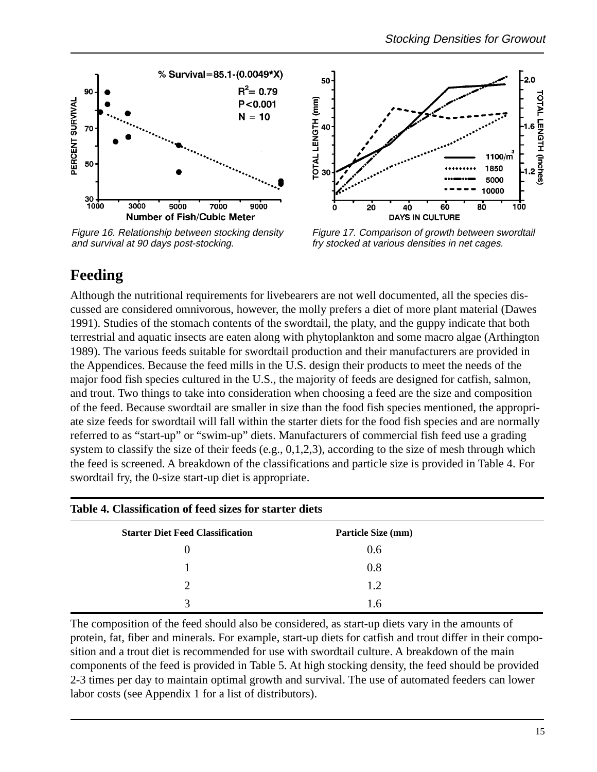Figure 16. Relationship between stocking density and survival at 90 days post-stocking.

Figure 17. Comparison of growth between swordtail fry stocked at various densities in net cages.

## Feeding

Although the nutritional requirements for livebearers are not well documented, all the species discussed are considered omnivorous, however, the molly prefers a diet of more plant material (Dawes 1991). Studies of the stomach contents of the swordtail, the platy, and the guppy indicate that both terrestrial and aquatic insects are eaten along with phytoplankton and some macro algae (Arthington 1989). The various feeds suitable for swordtail production and their manufacturers are provided in the Appendices. Because the feed mills in the U.S. design their products to meet the needs of the major food fish species cultured in the U.S., the majority of feeds are designed for catfish, salmon, and trout. Two things to take into consideration when choosing a feed are the size and composition of the feed. Because swordtail are smaller in size than the food fish species mentioned, the appropriate size feeds for swordtail will fall within the starter diets for the food fish species and are normally referred to as "start-up" or "swim-up" diets. Manufacturers of commercial fish feed use a grading system to classify the size of their feeds (e.g., 0,1,2,3), according to the size of mesh through which the feed is screened. A breakdown of the classifications and particle size is provided in Table 4. For swordtail fry, the 0-size start-up diet is appropriate.

**Table 4. Classification of feed sizes for starter diets**

| Starter Diet Feed Classification | Particle Size (mm) |
|---|---|
| 0 | 0.6 |
| 1 | 0.8 |
| 2 | 1.2 |
| 3 | 1.6 |

The composition of the feed should also be considered, as start-up diets vary in the amounts of protein, fat, fiber and minerals. For example, start-up diets for catfish and trout differ in their composition and a trout diet is recommended for use with swordtail culture. A breakdown of the main components of the feed is provided in Table 5. At high stocking density, the feed should be provided 2-3 times per day to maintain optimal growth and survival. The use of automated feeders can lower labor costs (see Appendix 1 for a list of distributors).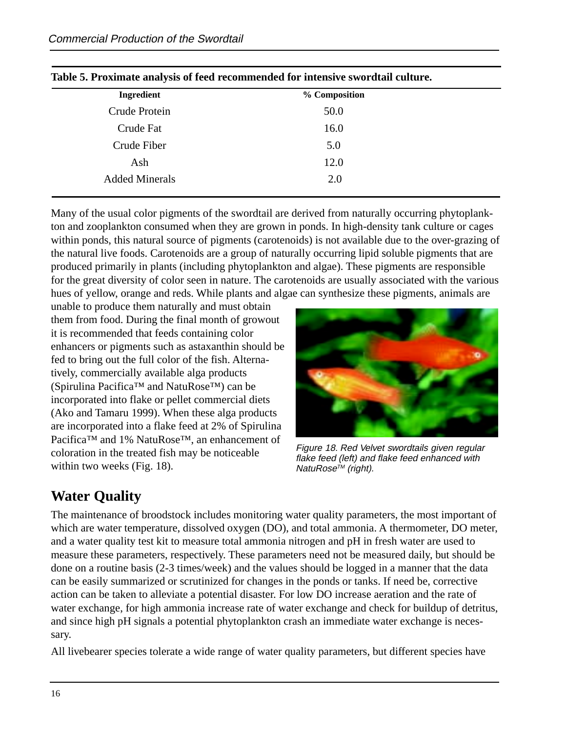**Table 5. Proximate analysis of feed recommended for intensive swordtail culture.**

| Ingredient | % Composition |
|---|---|
| Crude Protein | 50.0 |
| Crude Fat | 16.0 |
| Crude Fiber | 5.0 |
| Ash | 12.0 |
| Added Minerals | 2.0 |

Many of the usual color pigments of the swordtail are derived from naturally occurring phytoplankton and zooplankton consumed when they are grown in ponds. In high-density tank culture or cages within ponds, this natural source of pigments (carotenoids) is not available due to the over-grazing of the natural live foods. Carotenoids are a group of naturally occurring lipid soluble pigments that are produced primarily in plants (including phytoplankton and algae). These pigments are responsible for the great diversity of color seen in nature. The carotenoids are usually associated with the various hues of yellow, orange and reds. While plants and algae can synthesize these pigments, animals are unable to produce them naturally and must obtain them from food. During the final month of growout it is recommended that feeds containing color enhancers or pigments such as astaxanthin should be fed to bring out the full color of the fish. Alternatively, commercially available alga products (Spirulina Pacifica™ and NatuRose™) can be incorporated into flake or pellet commercial diets (Ako and Tamaru 1999). When these alga products are incorporated into a flake feed at 2% of Spirulina Pacifica™ and 1% NatuRose™, an enhancement of coloration in the treated fish may be noticeable within two weeks (Fig. 18).

*Figure 18. Red Velvet swordtails given regular flake feed (left) and flake feed enhanced with NatuRose™ (right).*

## Water Quality

The maintenance of broodstock includes monitoring water quality parameters, the most important of which are water temperature, dissolved oxygen (DO), and total ammonia. A thermometer, DO meter, and a water quality test kit to measure total ammonia nitrogen and pH in fresh water are used to measure these parameters, respectively. These parameters need not be measured daily, but should be done on a routine basis (2-3 times/week) and the values should be logged in a manner that the data can be easily summarized or scrutinized for changes in the ponds or tanks. If need be, corrective action can be taken to alleviate a potential disaster. For low DO increase aeration and the rate of water exchange, for high ammonia increase rate of water exchange and check for buildup of detritus, and since high pH signals a potential phytoplankton crash an immediate water exchange is necessary.

All livebearer species tolerate a wide range of water quality parameters, but different species have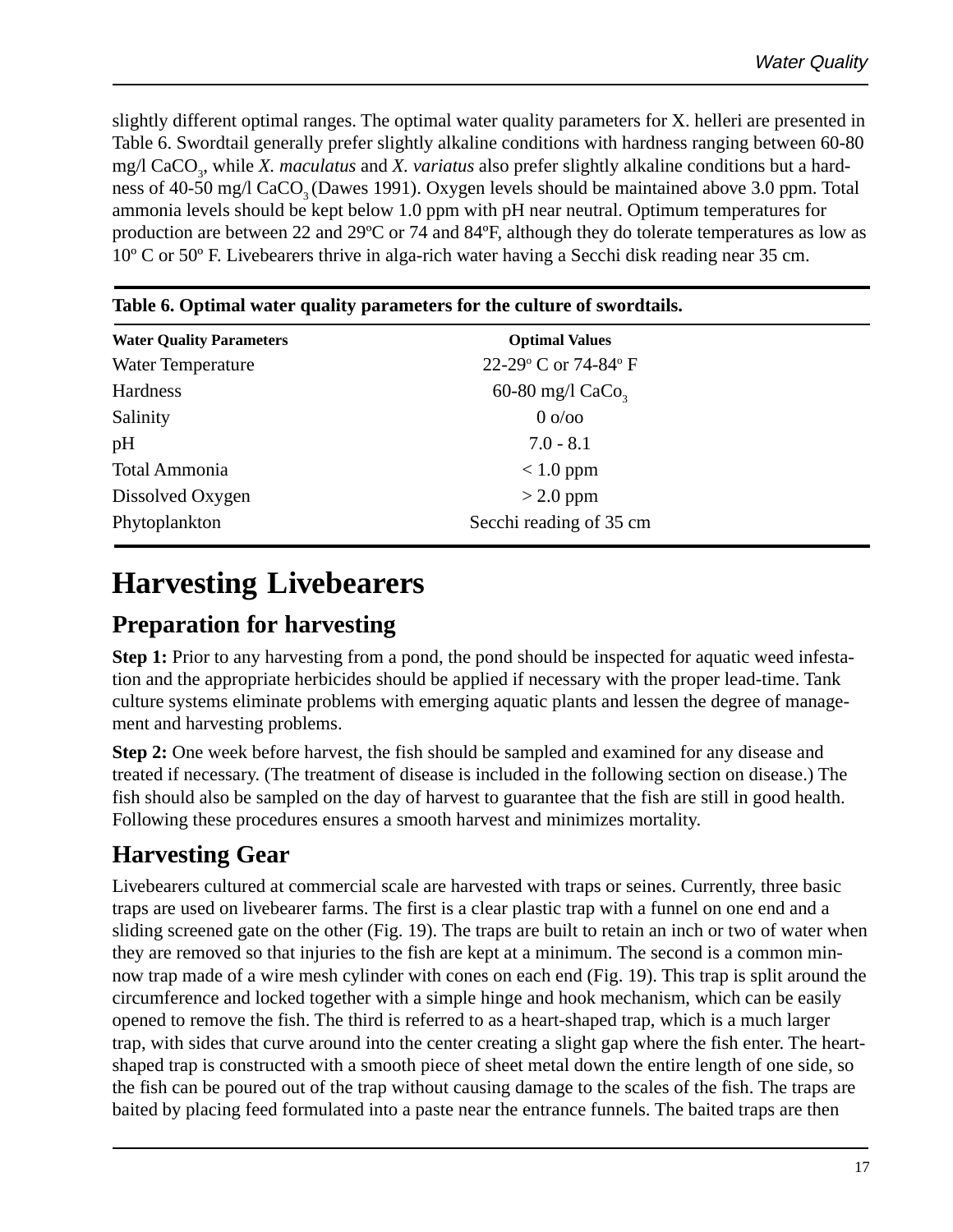slightly different optimal ranges. The optimal water quality parameters for X. helleri are presented in Table 6. Swordtail generally prefer slightly alkaline conditions with hardness ranging between 60-80 mg/l $CaCO_3$, while *X. maculatus* and *X. variatus* also prefer slightly alkaline conditions but a hardness of 40-50 mg/l $CaCO_3$ (Dawes 1991). Oxygen levels should be maintained above 3.0 ppm. Total ammonia levels should be kept below 1.0 ppm with pH near neutral. Optimum temperatures for production are between 22 and 29ºC or 74 and 84ºF, although they do tolerate temperatures as low as 10º C or 50º F. Livebearers thrive in alga-rich water having a Secchi disk reading near 35 cm.

**Table 6. Optimal water quality parameters for the culture of swordtails.**

| Water Quality Parameters | Optimal Values |
|---|---|
| Water Temperature | 22-29º C or 74-84º F |
| Hardness | 60-80 mg/l $CaCo_3$ |
| Salinity | 0 o/oo |
| pH | 7.0 - 8.1 |
| Total Ammonia | < 1.0 ppm |
| Dissolved Oxygen | > 2.0 ppm |
| Phytoplankton | Secchi reading of 35 cm |

# Harvesting Livebearers

## Preparation for harvesting

**Step 1:** Prior to any harvesting from a pond, the pond should be inspected for aquatic weed infestation and the appropriate herbicides should be applied if necessary with the proper lead-time. Tank culture systems eliminate problems with emerging aquatic plants and lessen the degree of management and harvesting problems.

**Step 2:** One week before harvest, the fish should be sampled and examined for any disease and treated if necessary. (The treatment of disease is included in the following section on disease.) The fish should also be sampled on the day of harvest to guarantee that the fish are still in good health. Following these procedures ensures a smooth harvest and minimizes mortality.

## Harvesting Gear

Livebearers cultured at commercial scale are harvested with traps or seines. Currently, three basic traps are used on livebearer farms. The first is a clear plastic trap with a funnel on one end and a sliding screened gate on the other (Fig. 19). The traps are built to retain an inch or two of water when they are removed so that injuries to the fish are kept at a minimum. The second is a common minnow trap made of a wire mesh cylinder with cones on each end (Fig. 19). This trap is split around the circumference and locked together with a simple hinge and hook mechanism, which can be easily opened to remove the fish. The third is referred to as a heart-shaped trap, which is a much larger trap, with sides that curve around into the center creating a slight gap where the fish enter. The heart-shaped trap is constructed with a smooth piece of sheet metal down the entire length of one side, so the fish can be poured out of the trap without causing damage to the scales of the fish. The traps are baited by placing feed formulated into a paste near the entrance funnels. The baited traps are then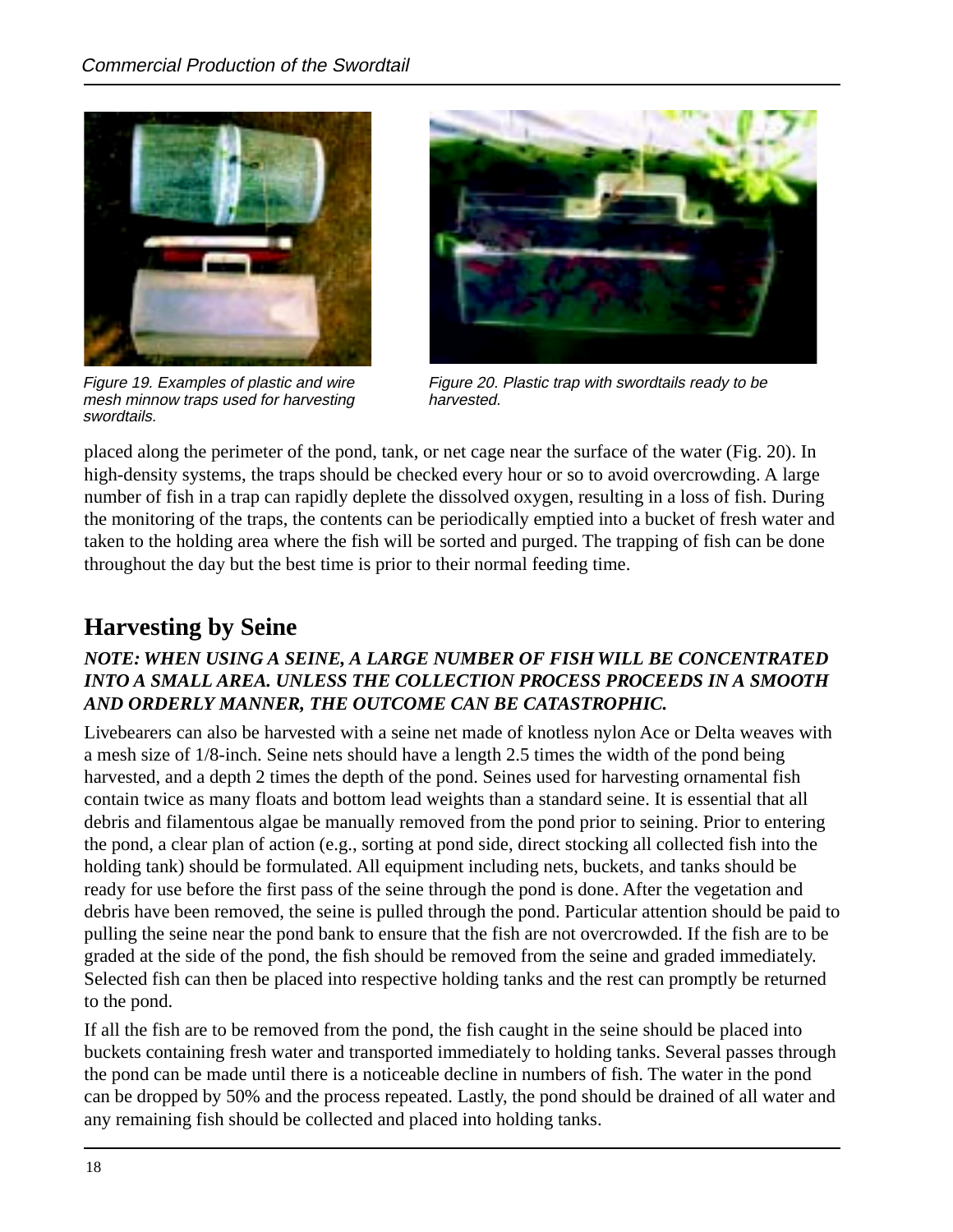Figure 19. Examples of plastic and wire mesh minnow traps used for harvesting swordtails.

Figure 20. Plastic trap with swordtails ready to be harvested.

placed along the perimeter of the pond, tank, or net cage near the surface of the water (Fig. 20). In high-density systems, the traps should be checked every hour or so to avoid overcrowding. A large number of fish in a trap can rapidly deplete the dissolved oxygen, resulting in a loss of fish. During the monitoring of the traps, the contents can be periodically emptied into a bucket of fresh water and taken to the holding area where the fish will be sorted and purged. The trapping of fish can be done throughout the day but the best time is prior to their normal feeding time.

## Harvesting by Seine

***NOTE: WHEN USING A SEINE, A LARGE NUMBER OF FISH WILL BE CONCENTRATED INTO A SMALL AREA. UNLESS THE COLLECTION PROCESS PROCEEDS IN A SMOOTH AND ORDERLY MANNER, THE OUTCOME CAN BE CATASTROPHIC.***

Livebearers can also be harvested with a seine net made of knotless nylon Ace or Delta weaves with a mesh size of 1/8-inch. Seine nets should have a length 2.5 times the width of the pond being harvested, and a depth 2 times the depth of the pond. Seines used for harvesting ornamental fish contain twice as many floats and bottom lead weights than a standard seine. It is essential that all debris and filamentous algae be manually removed from the pond prior to seining. Prior to entering the pond, a clear plan of action (e.g., sorting at pond side, direct stocking all collected fish into the holding tank) should be formulated. All equipment including nets, buckets, and tanks should be ready for use before the first pass of the seine through the pond is done. After the vegetation and debris have been removed, the seine is pulled through the pond. Particular attention should be paid to pulling the seine near the pond bank to ensure that the fish are not overcrowded. If the fish are to be graded at the side of the pond, the fish should be removed from the seine and graded immediately. Selected fish can then be placed into respective holding tanks and the rest can promptly be returned to the pond.

If all the fish are to be removed from the pond, the fish caught in the seine should be placed into buckets containing fresh water and transported immediately to holding tanks. Several passes through the pond can be made until there is a noticeable decline in numbers of fish. The water in the pond can be dropped by 50% and the process repeated. Lastly, the pond should be drained of all water and any remaining fish should be collected and placed into holding tanks.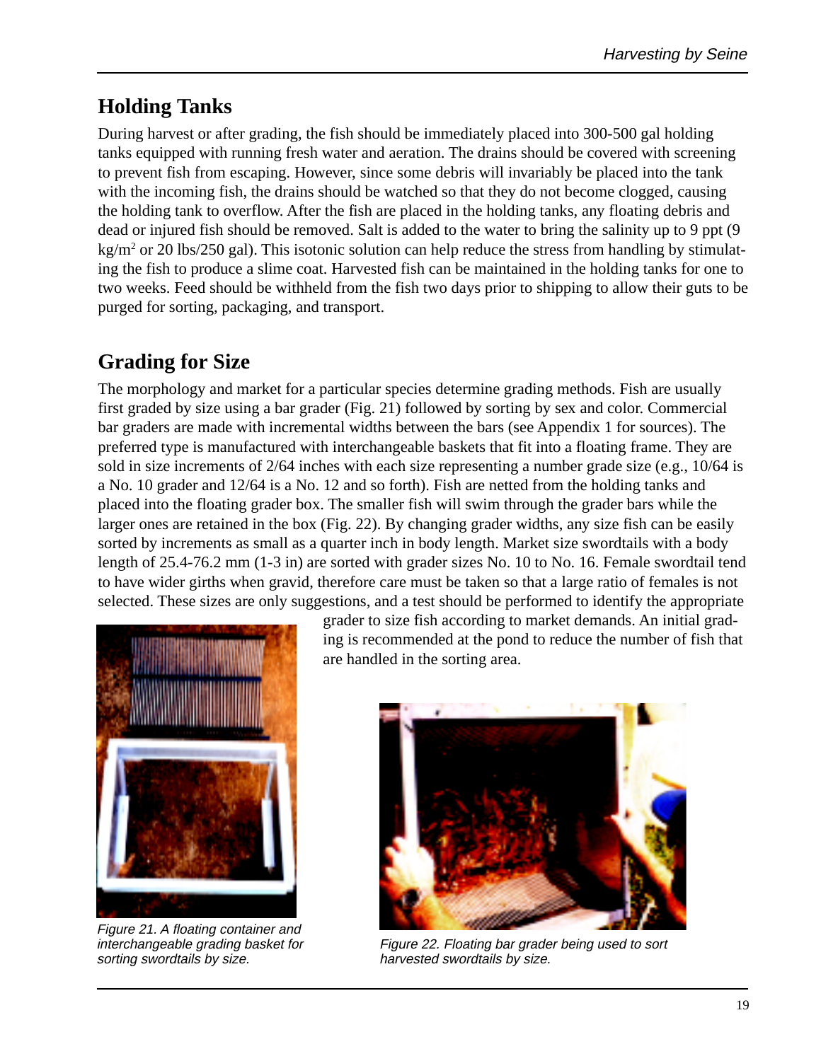## Holding Tanks

During harvest or after grading, the fish should be immediately placed into 300-500 gal holding tanks equipped with running fresh water and aeration. The drains should be covered with screening to prevent fish from escaping. However, since some debris will invariably be placed into the tank with the incoming fish, the drains should be watched so that they do not become clogged, causing the holding tank to overflow. After the fish are placed in the holding tanks, any floating debris and dead or injured fish should be removed. Salt is added to the water to bring the salinity up to 9 ppt (9 $kg/m^2$ or 20 lbs/250 gal). This isotonic solution can help reduce the stress from handling by stimulating the fish to produce a slime coat. Harvested fish can be maintained in the holding tanks for one to two weeks. Feed should be withheld from the fish two days prior to shipping to allow their guts to be purged for sorting, packaging, and transport.

## Grading for Size

The morphology and market for a particular species determine grading methods. Fish are usually first graded by size using a bar grader (Fig. 21) followed by sorting by sex and color. Commercial bar graders are made with incremental widths between the bars (see Appendix 1 for sources). The preferred type is manufactured with interchangeable baskets that fit into a floating frame. They are sold in size increments of 2/64 inches with each size representing a number grade size (e.g., 10/64 is a No. 10 grader and 12/64 is a No. 12 and so forth). Fish are netted from the holding tanks and placed into the floating grader box. The smaller fish will swim through the grader bars while the larger ones are retained in the box (Fig. 22). By changing grader widths, any size fish can be easily sorted by increments as small as a quarter inch in body length. Market size swordtails with a body length of 25.4-76.2 mm (1-3 in) are sorted with grader sizes No. 10 to No. 16. Female swordtail tend to have wider girths when gravid, therefore care must be taken so that a large ratio of females is not selected. These sizes are only suggestions, and a test should be performed to identify the appropriate grader to size fish according to market demands. An initial grading is recommended at the pond to reduce the number of fish that are handled in the sorting area.

*Figure 21. A floating container and interchangeable grading basket for sorting swordtails by size.*

*Figure 22. Floating bar grader being used to sort harvested swordtails by size.*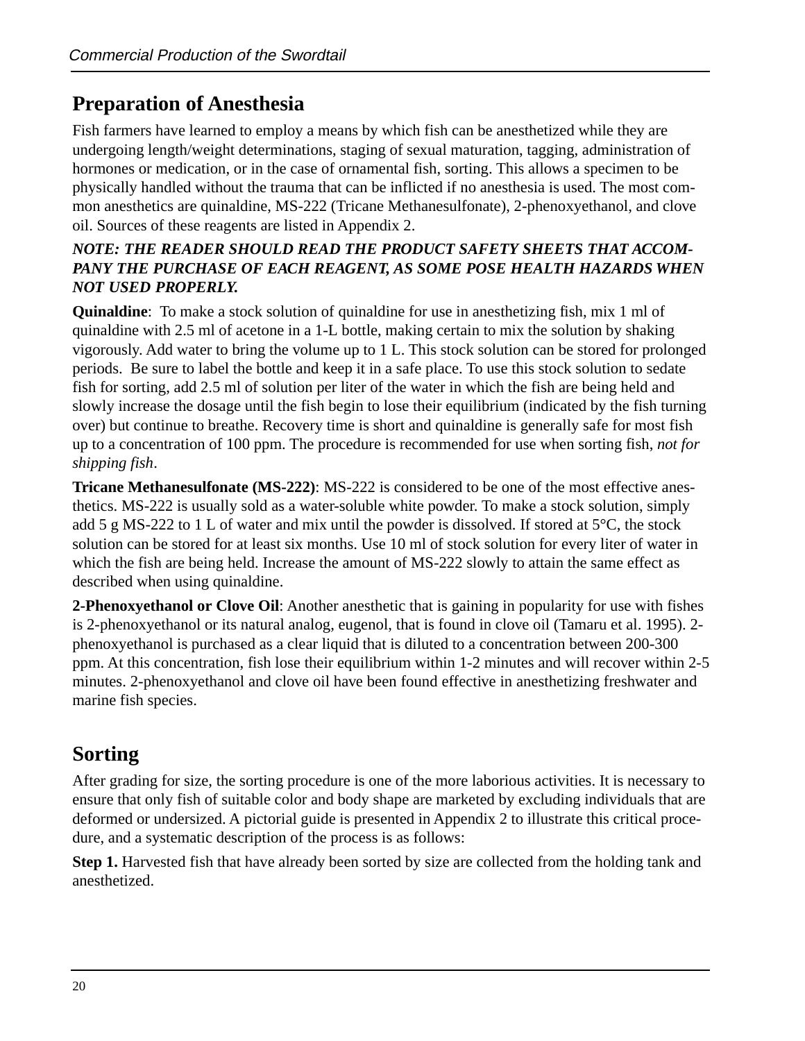## Preparation of Anesthesia

Fish farmers have learned to employ a means by which fish can be anesthetized while they are undergoing length/weight determinations, staging of sexual maturation, tagging, administration of hormones or medication, or in the case of ornamental fish, sorting. This allows a specimen to be physically handled without the trauma that can be inflicted if no anesthesia is used. The most common anesthetics are quinaldine, MS-222 (Tricane Methanesulfonate), 2-phenoxyethanol, and clove oil. Sources of these reagents are listed in Appendix 2.

***NOTE: THE READER SHOULD READ THE PRODUCT SAFETY SHEETS THAT ACCOMPANY THE PURCHASE OF EACH REAGENT, AS SOME POSE HEALTH HAZARDS WHEN NOT USED PROPERLY.***

**Quinaldine**: To make a stock solution of quinaldine for use in anesthetizing fish, mix 1 ml of quinaldine with 2.5 ml of acetone in a 1-L bottle, making certain to mix the solution by shaking vigorously. Add water to bring the volume up to 1 L. This stock solution can be stored for prolonged periods. Be sure to label the bottle and keep it in a safe place. To use this stock solution to sedate fish for sorting, add 2.5 ml of solution per liter of the water in which the fish are being held and slowly increase the dosage until the fish begin to lose their equilibrium (indicated by the fish turning over) but continue to breathe. Recovery time is short and quinaldine is generally safe for most fish up to a concentration of 100 ppm. The procedure is recommended for use when sorting fish, *not for shipping fish*.

**Tricane Methanesulfonate (MS-222)**: MS-222 is considered to be one of the most effective anesthetics. MS-222 is usually sold as a water-soluble white powder. To make a stock solution, simply add 5 g MS-222 to 1 L of water and mix until the powder is dissolved. If stored at 5°C, the stock solution can be stored for at least six months. Use 10 ml of stock solution for every liter of water in which the fish are being held. Increase the amount of MS-222 slowly to attain the same effect as described when using quinaldine.

**2-Phenoxyethanol or Clove Oil**: Another anesthetic that is gaining in popularity for use with fishes is 2-phenoxyethanol or its natural analog, eugenol, that is found in clove oil (Tamaru et al. 1995). 2-phenoxyethanol is purchased as a clear liquid that is diluted to a concentration between 200-300 ppm. At this concentration, fish lose their equilibrium within 1-2 minutes and will recover within 2-5 minutes. 2-phenoxyethanol and clove oil have been found effective in anesthetizing freshwater and marine fish species.

## Sorting

After grading for size, the sorting procedure is one of the more laborious activities. It is necessary to ensure that only fish of suitable color and body shape are marketed by excluding individuals that are deformed or undersized. A pictorial guide is presented in Appendix 2 to illustrate this critical procedure, and a systematic description of the process is as follows:

**Step 1.** Harvested fish that have already been sorted by size are collected from the holding tank and anesthetized.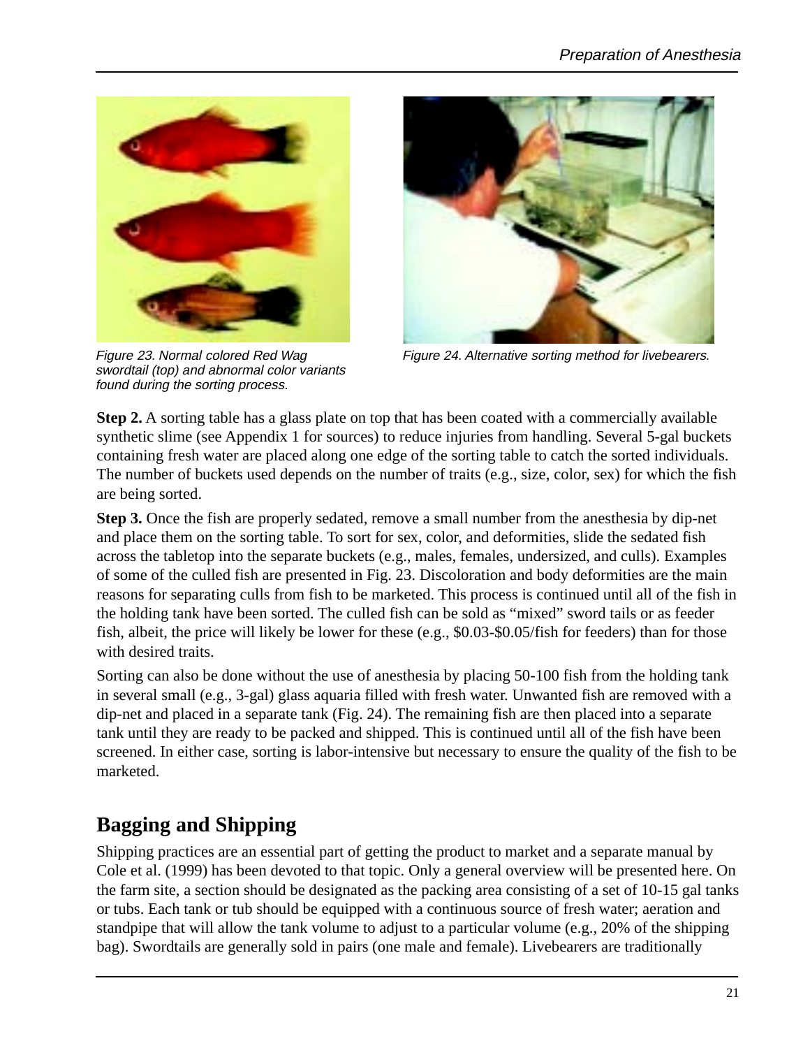Figure 23. Normal colored Red Wag swordtail (top) and abnormal color variants found during the sorting process.

Figure 24. Alternative sorting method for livebearers.

**Step 2.** A sorting table has a glass plate on top that has been coated with a commercially available synthetic slime (see Appendix 1 for sources) to reduce injuries from handling. Several 5-gal buckets containing fresh water are placed along one edge of the sorting table to catch the sorted individuals. The number of buckets used depends on the number of traits (e.g., size, color, sex) for which the fish are being sorted.

**Step 3.** Once the fish are properly sedated, remove a small number from the anesthesia by dip-net and place them on the sorting table. To sort for sex, color, and deformities, slide the sedated fish across the tabletop into the separate buckets (e.g., males, females, undersized, and culls). Examples of some of the culled fish are presented in Fig. 23. Discoloration and body deformities are the main reasons for separating culls from fish to be marketed. This process is continued until all of the fish in the holding tank have been sorted. The culled fish can be sold as "mixed" sword tails or as feeder fish, albeit, the price will likely be lower for these (e.g., \$0.03-\$0.05/fish for feeders) than for those with desired traits.

Sorting can also be done without the use of anesthesia by placing 50-100 fish from the holding tank in several small (e.g., 3-gal) glass aquaria filled with fresh water. Unwanted fish are removed with a dip-net and placed in a separate tank (Fig. 24). The remaining fish are then placed into a separate tank until they are ready to be packed and shipped. This is continued until all of the fish have been screened. In either case, sorting is labor-intensive but necessary to ensure the quality of the fish to be marketed.

## Bagging and Shipping

Shipping practices are an essential part of getting the product to market and a separate manual by Cole et al. (1999) has been devoted to that topic. Only a general overview will be presented here. On the farm site, a section should be designated as the packing area consisting of a set of 10-15 gal tanks or tubs. Each tank or tub should be equipped with a continuous source of fresh water; aeration and standpipe that will allow the tank volume to adjust to a particular volume (e.g., 20% of the shipping bag). Swordtails are generally sold in pairs (one male and female). Livebearers are traditionally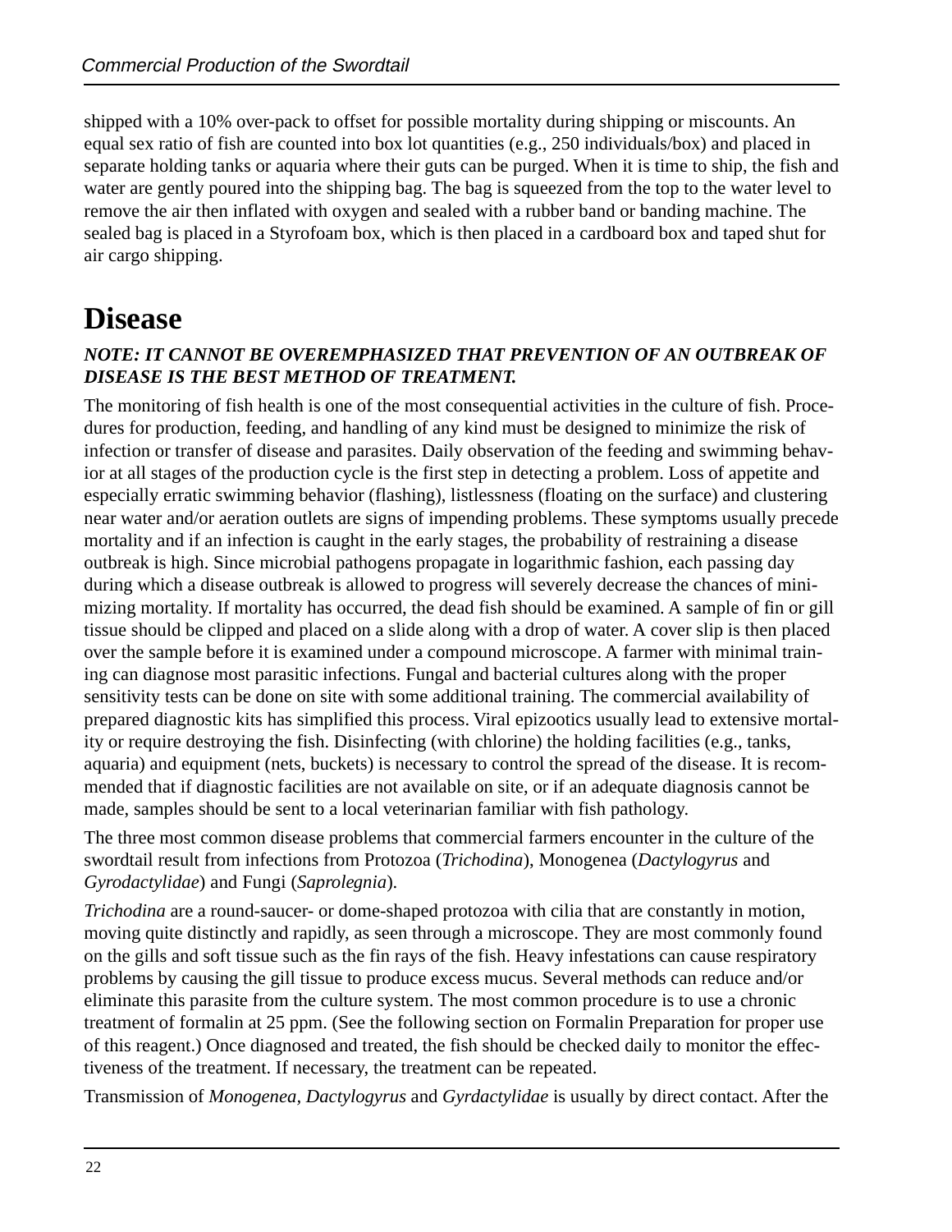shipped with a 10% over-pack to offset for possible mortality during shipping or miscounts. An equal sex ratio of fish are counted into box lot quantities (e.g., 250 individuals/box) and placed in separate holding tanks or aquaria where their guts can be purged. When it is time to ship, the fish and water are gently poured into the shipping bag. The bag is squeezed from the top to the water level to remove the air then inflated with oxygen and sealed with a rubber band or banding machine. The sealed bag is placed in a Styrofoam box, which is then placed in a cardboard box and taped shut for air cargo shipping.

# Disease

***NOTE: IT CANNOT BE OVEREMPHASIZED THAT PREVENTION OF AN OUTBREAK OF DISEASE IS THE BEST METHOD OF TREATMENT.***

The monitoring of fish health is one of the most consequential activities in the culture of fish. Procedures for production, feeding, and handling of any kind must be designed to minimize the risk of infection or transfer of disease and parasites. Daily observation of the feeding and swimming behavior at all stages of the production cycle is the first step in detecting a problem. Loss of appetite and especially erratic swimming behavior (flashing), listlessness (floating on the surface) and clustering near water and/or aeration outlets are signs of impending problems. These symptoms usually precede mortality and if an infection is caught in the early stages, the probability of restraining a disease outbreak is high. Since microbial pathogens propagate in logarithmic fashion, each passing day during which a disease outbreak is allowed to progress will severely decrease the chances of minimizing mortality. If mortality has occurred, the dead fish should be examined. A sample of fin or gill tissue should be clipped and placed on a slide along with a drop of water. A cover slip is then placed over the sample before it is examined under a compound microscope. A farmer with minimal training can diagnose most parasitic infections. Fungal and bacterial cultures along with the proper sensitivity tests can be done on site with some additional training. The commercial availability of prepared diagnostic kits has simplified this process. Viral epizootics usually lead to extensive mortality or require destroying the fish. Disinfecting (with chlorine) the holding facilities (e.g., tanks, aquaria) and equipment (nets, buckets) is necessary to control the spread of the disease. It is recommended that if diagnostic facilities are not available on site, or if an adequate diagnosis cannot be made, samples should be sent to a local veterinarian familiar with fish pathology.

The three most common disease problems that commercial farmers encounter in the culture of the swordtail result from infections from Protozoa (*Trichodina*), Monogenea (*Dactylogyrus* and *Gyrodactylidae*) and Fungi (*Saprolegnia*).

*Trichodina* are a round-saucer- or dome-shaped protozoa with cilia that are constantly in motion, moving quite distinctly and rapidly, as seen through a microscope. They are most commonly found on the gills and soft tissue such as the fin rays of the fish. Heavy infestations can cause respiratory problems by causing the gill tissue to produce excess mucus. Several methods can reduce and/or eliminate this parasite from the culture system. The most common procedure is to use a chronic treatment of formalin at 25 ppm. (See the following section on Formalin Preparation for proper use of this reagent.) Once diagnosed and treated, the fish should be checked daily to monitor the effectiveness of the treatment. If necessary, the treatment can be repeated.

Transmission of *Monogenea, Dactylogyrus* and *Gyrdactylidae* is usually by direct contact. After the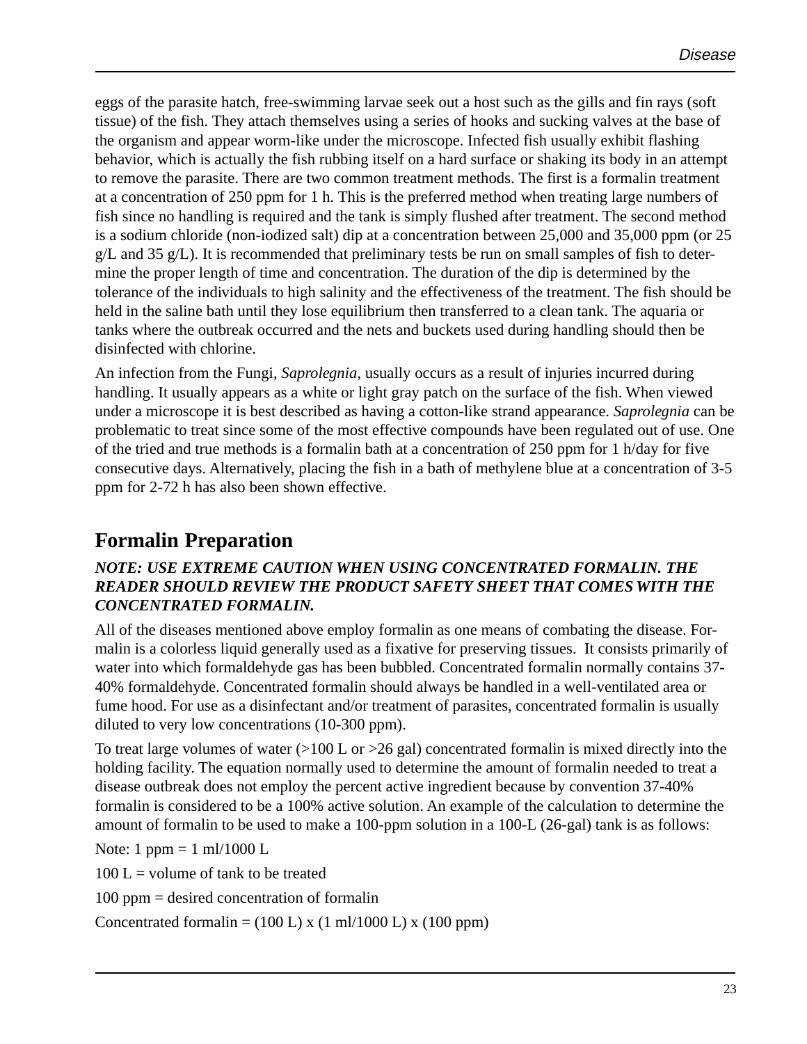eggs of the parasite hatch, free-swimming larvae seek out a host such as the gills and fin rays (soft tissue) of the fish. They attach themselves using a series of hooks and sucking valves at the base of the organism and appear worm-like under the microscope. Infected fish usually exhibit flashing behavior, which is actually the fish rubbing itself on a hard surface or shaking its body in an attempt to remove the parasite. There are two common treatment methods. The first is a formalin treatment at a concentration of 250 ppm for 1 h. This is the preferred method when treating large numbers of fish since no handling is required and the tank is simply flushed after treatment. The second method is a sodium chloride (non-iodized salt) dip at a concentration between 25,000 and 35,000 ppm (or 25 g/L and 35 g/L). It is recommended that preliminary tests be run on small samples of fish to determine the proper length of time and concentration. The duration of the dip is determined by the tolerance of the individuals to high salinity and the effectiveness of the treatment. The fish should be held in the saline bath until they lose equilibrium then transferred to a clean tank. The aquaria or tanks where the outbreak occurred and the nets and buckets used during handling should then be disinfected with chlorine.

An infection from the Fungi, *Saprolegnia*, usually occurs as a result of injuries incurred during handling. It usually appears as a white or light gray patch on the surface of the fish. When viewed under a microscope it is best described as having a cotton-like strand appearance. *Saprolegnia* can be problematic to treat since some of the most effective compounds have been regulated out of use. One of the tried and true methods is a formalin bath at a concentration of 250 ppm for 1 h/day for five consecutive days. Alternatively, placing the fish in a bath of methylene blue at a concentration of 3-5 ppm for 2-72 h has also been shown effective.

## Formalin Preparation

***NOTE: USE EXTREME CAUTION WHEN USING CONCENTRATED FORMALIN. THE READER SHOULD REVIEW THE PRODUCT SAFETY SHEET THAT COMES WITH THE CONCENTRATED FORMALIN.***

All of the diseases mentioned above employ formalin as one means of combating the disease. Formalin is a colorless liquid generally used as a fixative for preserving tissues. It consists primarily of water into which formaldehyde gas has been bubbled. Concentrated formalin normally contains 37-40% formaldehyde. Concentrated formalin should always be handled in a well-ventilated area or fume hood. For use as a disinfectant and/or treatment of parasites, concentrated formalin is usually diluted to very low concentrations (10-300 ppm).

To treat large volumes of water (>100 L or >26 gal) concentrated formalin is mixed directly into the holding facility. The equation normally used to determine the amount of formalin needed to treat a disease outbreak does not employ the percent active ingredient because by convention 37-40% formalin is considered to be a 100% active solution. An example of the calculation to determine the amount of formalin to be used to make a 100-ppm solution in a 100-L (26-gal) tank is as follows:

Note: 1 ppm = 1 ml/1000 L

100 L = volume of tank to be treated

100 ppm = desired concentration of formalin

Concentrated formalin = (100 L) x (1 ml/1000 L) x (100 ppm)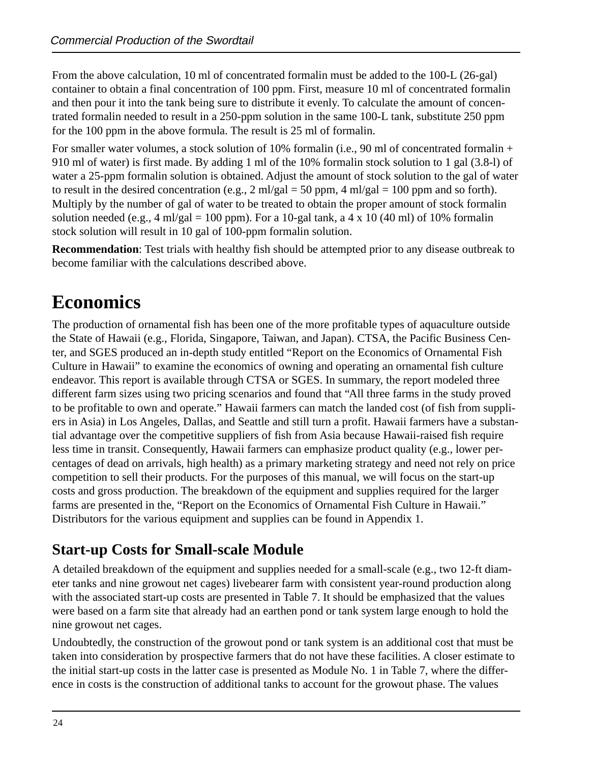From the above calculation, 10 ml of concentrated formalin must be added to the 100-L (26-gal) container to obtain a final concentration of 100 ppm. First, measure 10 ml of concentrated formalin and then pour it into the tank being sure to distribute it evenly. To calculate the amount of concentrated formalin needed to result in a 250-ppm solution in the same 100-L tank, substitute 250 ppm for the 100 ppm in the above formula. The result is 25 ml of formalin.

For smaller water volumes, a stock solution of 10% formalin (i.e., 90 ml of concentrated formalin + 910 ml of water) is first made. By adding 1 ml of the 10% formalin stock solution to 1 gal (3.8-l) of water a 25-ppm formalin solution is obtained. Adjust the amount of stock solution to the gal of water to result in the desired concentration (e.g., 2 ml/gal = 50 ppm, 4 ml/gal = 100 ppm and so forth). Multiply by the number of gal of water to be treated to obtain the proper amount of stock formalin solution needed (e.g., 4 ml/gal = 100 ppm). For a 10-gal tank, a 4 x 10 (40 ml) of 10% formalin stock solution will result in 10 gal of 100-ppm formalin solution.

**Recommendation**: Test trials with healthy fish should be attempted prior to any disease outbreak to become familiar with the calculations described above.

# Economics

The production of ornamental fish has been one of the more profitable types of aquaculture outside the State of Hawaii (e.g., Florida, Singapore, Taiwan, and Japan). CTSA, the Pacific Business Center, and SGES produced an in-depth study entitled "Report on the Economics of Ornamental Fish Culture in Hawaii" to examine the economics of owning and operating an ornamental fish culture endeavor. This report is available through CTSA or SGES. In summary, the report modeled three different farm sizes using two pricing scenarios and found that "All three farms in the study proved to be profitable to own and operate." Hawaii farmers can match the landed cost (of fish from suppliers in Asia) in Los Angeles, Dallas, and Seattle and still turn a profit. Hawaii farmers have a substantial advantage over the competitive suppliers of fish from Asia because Hawaii-raised fish require less time in transit. Consequently, Hawaii farmers can emphasize product quality (e.g., lower percentages of dead on arrivals, high health) as a primary marketing strategy and need not rely on price competition to sell their products. For the purposes of this manual, we will focus on the start-up costs and gross production. The breakdown of the equipment and supplies required for the larger farms are presented in the, "Report on the Economics of Ornamental Fish Culture in Hawaii." Distributors for the various equipment and supplies can be found in Appendix 1.

## Start-up Costs for Small-scale Module

A detailed breakdown of the equipment and supplies needed for a small-scale (e.g., two 12-ft diameter tanks and nine growout net cages) livebearer farm with consistent year-round production along with the associated start-up costs are presented in Table 7. It should be emphasized that the values were based on a farm site that already had an earthen pond or tank system large enough to hold the nine growout net cages.

Undoubtedly, the construction of the growout pond or tank system is an additional cost that must be taken into consideration by prospective farmers that do not have these facilities. A closer estimate to the initial start-up costs in the latter case is presented as Module No. 1 in Table 7, where the difference in costs is the construction of additional tanks to account for the growout phase. The values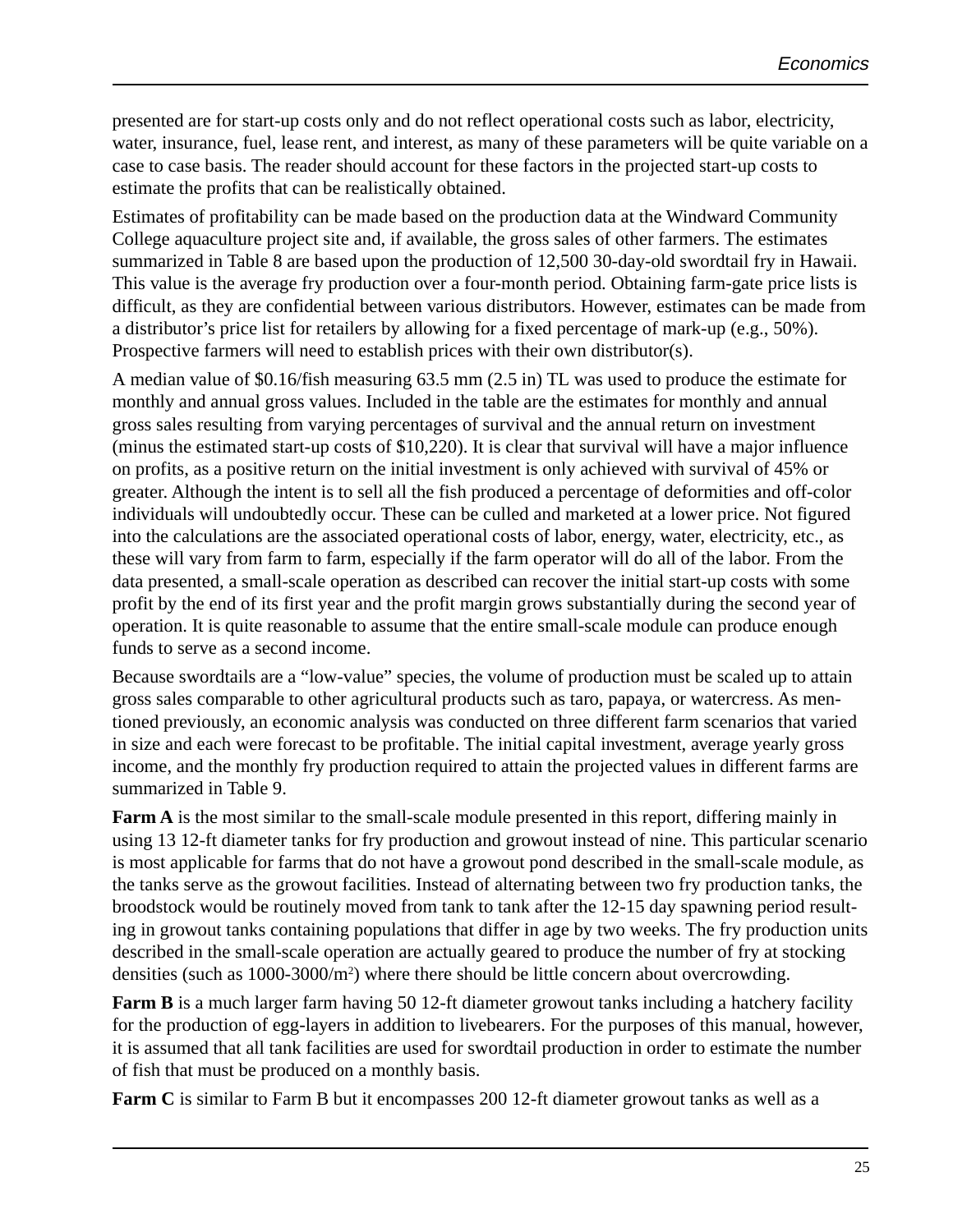presented are for start-up costs only and do not reflect operational costs such as labor, electricity, water, insurance, fuel, lease rent, and interest, as many of these parameters will be quite variable on a case to case basis. The reader should account for these factors in the projected start-up costs to estimate the profits that can be realistically obtained.

Estimates of profitability can be made based on the production data at the Windward Community College aquaculture project site and, if available, the gross sales of other farmers. The estimates summarized in Table 8 are based upon the production of 12,500 30-day-old swordtail fry in Hawaii. This value is the average fry production over a four-month period. Obtaining farm-gate price lists is difficult, as they are confidential between various distributors. However, estimates can be made from a distributor's price list for retailers by allowing for a fixed percentage of mark-up (e.g., 50%). Prospective farmers will need to establish prices with their own distributor(s).

A median value of $0.16/fish measuring 63.5 mm (2.5 in) TL was used to produce the estimate for monthly and annual gross values. Included in the table are the estimates for monthly and annual gross sales resulting from varying percentages of survival and the annual return on investment (minus the estimated start-up costs of $10,220). It is clear that survival will have a major influence on profits, as a positive return on the initial investment is only achieved with survival of 45% or greater. Although the intent is to sell all the fish produced a percentage of deformities and off-color individuals will undoubtedly occur. These can be culled and marketed at a lower price. Not figured into the calculations are the associated operational costs of labor, energy, water, electricity, etc., as these will vary from farm to farm, especially if the farm operator will do all of the labor. From the data presented, a small-scale operation as described can recover the initial start-up costs with some profit by the end of its first year and the profit margin grows substantially during the second year of operation. It is quite reasonable to assume that the entire small-scale module can produce enough funds to serve as a second income.

Because swordtails are a "low-value" species, the volume of production must be scaled up to attain gross sales comparable to other agricultural products such as taro, papaya, or watercress. As mentioned previously, an economic analysis was conducted on three different farm scenarios that varied in size and each were forecast to be profitable. The initial capital investment, average yearly gross income, and the monthly fry production required to attain the projected values in different farms are summarized in Table 9.

**Farm A** is the most similar to the small-scale module presented in this report, differing mainly in using 13 12-ft diameter tanks for fry production and growout instead of nine. This particular scenario is most applicable for farms that do not have a growout pond described in the small-scale module, as the tanks serve as the growout facilities. Instead of alternating between two fry production tanks, the broodstock would be routinely moved from tank to tank after the 12-15 day spawning period resulting in growout tanks containing populations that differ in age by two weeks. The fry production units described in the small-scale operation are actually geared to produce the number of fry at stocking densities (such as 1000-3000/$m^2$) where there should be little concern about overcrowding.

**Farm B** is a much larger farm having 50 12-ft diameter growout tanks including a hatchery facility for the production of egg-layers in addition to livebearers. For the purposes of this manual, however, it is assumed that all tank facilities are used for swordtail production in order to estimate the number of fish that must be produced on a monthly basis.

**Farm C** is similar to Farm B but it encompasses 200 12-ft diameter growout tanks as well as a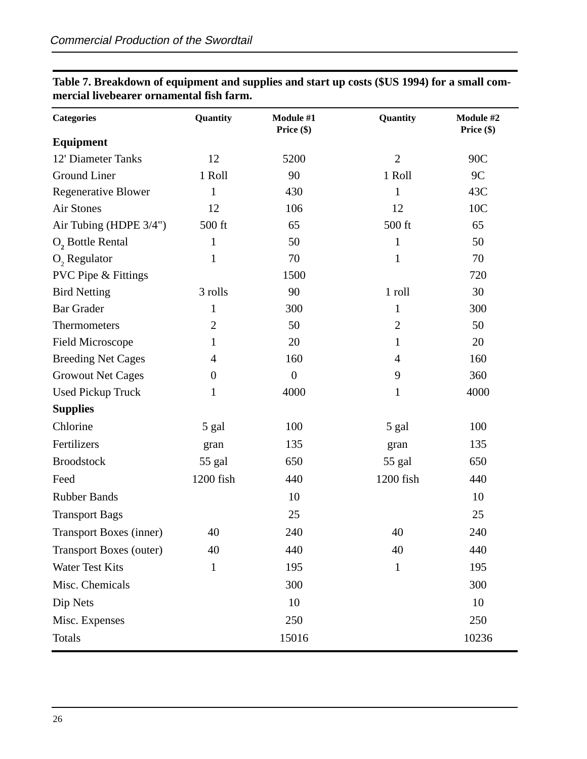**Table 7. Breakdown of equipment and supplies and start up costs ($US 1994) for a small commercial livebearer ornamental fish farm.**

| Categories | Quantity | Module #1 Price ($) | Quantity | Module #2 Price ($) |
|---|---|---|---|---|
| **Equipment** | | | | |
| 12' Diameter Tanks | 12 | 5200 | 2 | 90C |
| Ground Liner | 1 Roll | 90 | 1 Roll | 9C |
| Regenerative Blower | 1 | 430 | 1 | 43C |
| Air Stones | 12 | 106 | 12 | 10C |
| Air Tubing (HDPE 3/4") | 500 ft | 65 | 500 ft | 65 |
| $O_2$ Bottle Rental | 1 | 50 | 1 | 50 |
| $O_2$ Regulator | 1 | 70 | 1 | 70 |
| PVC Pipe & Fittings | | 1500 | | 720 |
| Bird Netting | 3 rolls | 90 | 1 roll | 30 |
| Bar Grader | 1 | 300 | 1 | 300 |
| Thermometers | 2 | 50 | 2 | 50 |
| Field Microscope | 1 | 20 | 1 | 20 |
| Breeding Net Cages | 4 | 160 | 4 | 160 |
| Growout Net Cages | 0 | 0 | 9 | 360 |
| Used Pickup Truck | 1 | 4000 | 1 | 4000 |
| **Supplies** | | | | |
| Chlorine | 5 gal | 100 | 5 gal | 100 |
| Fertilizers | gran | 135 | gran | 135 |
| Broodstock | 55 gal | 650 | 55 gal | 650 |
| Feed | 1200 fish | 440 | 1200 fish | 440 |
| Rubber Bands | | 10 | | 10 |
| Transport Bags | | 25 | | 25 |
| Transport Boxes (inner) | 40 | 240 | 40 | 240 |
| Transport Boxes (outer) | 40 | 440 | 40 | 440 |
| Water Test Kits | 1 | 195 | 1 | 195 |
| Misc. Chemicals | | 300 | | 300 |
| Dip Nets | | 10 | | 10 |
| Misc. Expenses | | 250 | | 250 |
| Totals | | 15016 | | 10236 |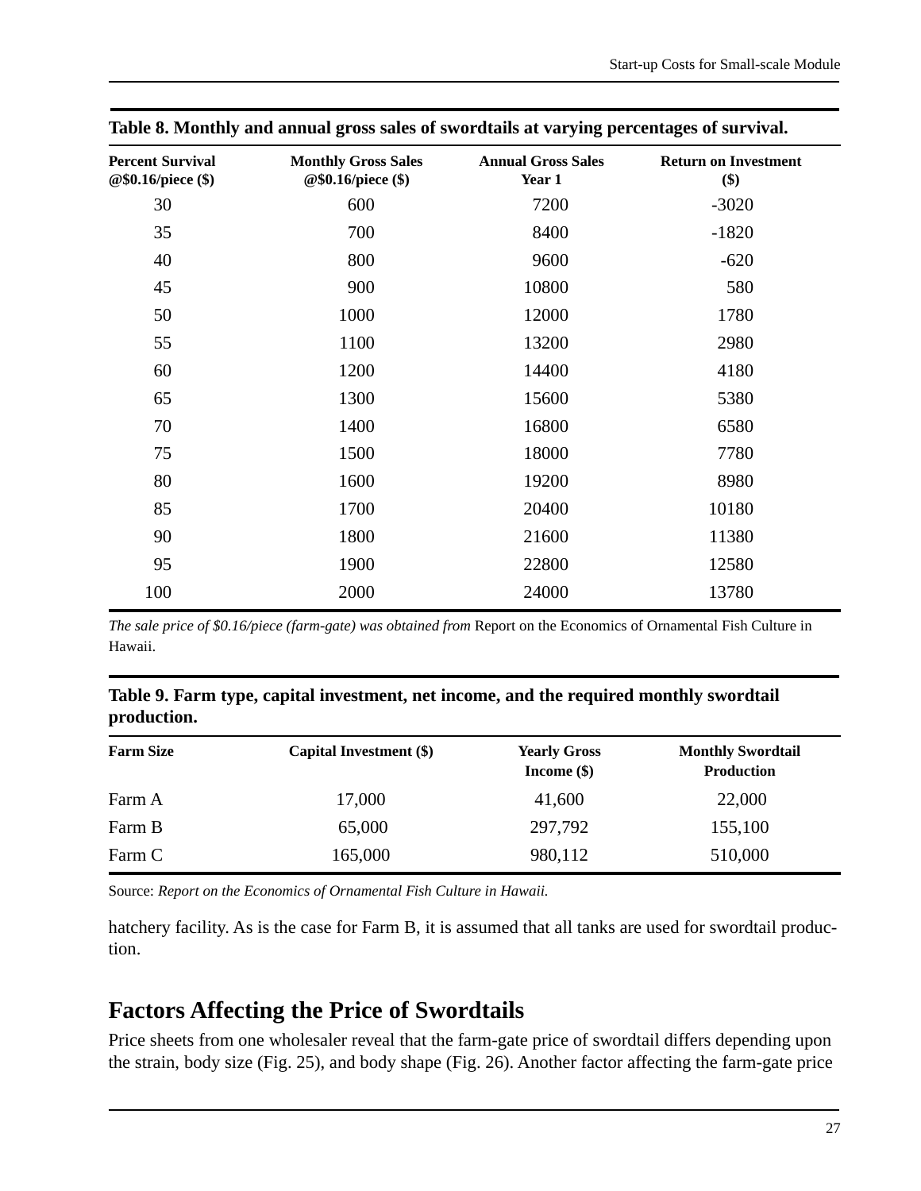**Table 8. Monthly and annual gross sales of swordtails at varying percentages of survival.**

| Percent Survival @$0.16/piece ($) | Monthly Gross Sales @$0.16/piece ($) | Annual Gross Sales Year 1 | Return on Investment ($) |
|---|---|---|---|
| 30 | 600 | 7200 | -3020 |
| 35 | 700 | 8400 | -1820 |
| 40 | 800 | 9600 | -620 |
| 45 | 900 | 10800 | 580 |
| 50 | 1000 | 12000 | 1780 |
| 55 | 1100 | 13200 | 2980 |
| 60 | 1200 | 14400 | 4180 |
| 65 | 1300 | 15600 | 5380 |
| 70 | 1400 | 16800 | 6580 |
| 75 | 1500 | 18000 | 7780 |
| 80 | 1600 | 19200 | 8980 |
| 85 | 1700 | 20400 | 10180 |
| 90 | 1800 | 21600 | 11380 |
| 95 | 1900 | 22800 | 12580 |
| 100 | 2000 | 24000 | 13780 |

*The sale price of $0.16/piece (farm-gate) was obtained from* Report on the Economics of Ornamental Fish Culture in Hawaii.

**Table 9. Farm type, capital investment, net income, and the required monthly swordtail production.**

| Farm Size | Capital Investment ($) | Yearly Gross Income ($) | Monthly Swordtail Production |
|---|---|---|---|
| Farm A | 17,000 | 41,600 | 22,000 |
| Farm B | 65,000 | 297,792 | 155,100 |
| Farm C | 165,000 | 980,112 | 510,000 |

Source: *Report on the Economics of Ornamental Fish Culture in Hawaii.*

hatchery facility. As is the case for Farm B, it is assumed that all tanks are used for swordtail production.

## Factors Affecting the Price of Swordtails

Price sheets from one wholesaler reveal that the farm-gate price of swordtail differs depending upon the strain, body size (Fig. 25), and body shape (Fig. 26). Another factor affecting the farm-gate price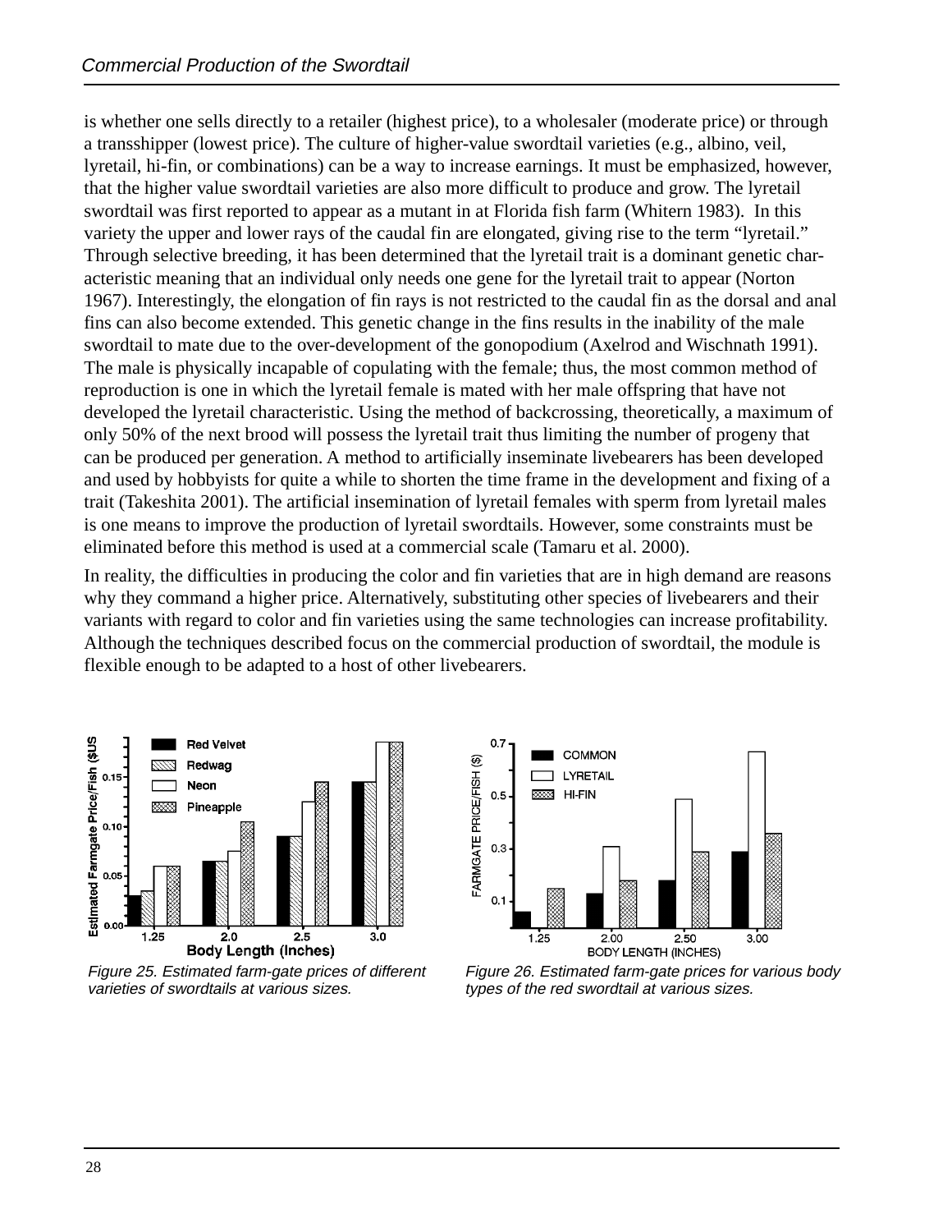is whether one sells directly to a retailer (highest price), to a wholesaler (moderate price) or through a transshipper (lowest price). The culture of higher-value swordtail varieties (e.g., albino, veil, lyretail, hi-fin, or combinations) can be a way to increase earnings. It must be emphasized, however, that the higher value swordtail varieties are also more difficult to produce and grow. The lyretail swordtail was first reported to appear as a mutant in at Florida fish farm (Whitern 1983). In this variety the upper and lower rays of the caudal fin are elongated, giving rise to the term "lyretail." Through selective breeding, it has been determined that the lyretail trait is a dominant genetic characteristic meaning that an individual only needs one gene for the lyretail trait to appear (Norton 1967). Interestingly, the elongation of fin rays is not restricted to the caudal fin as the dorsal and anal fins can also become extended. This genetic change in the fins results in the inability of the male swordtail to mate due to the over-development of the gonopodium (Axelrod and Wischnath 1991). The male is physically incapable of copulating with the female; thus, the most common method of reproduction is one in which the lyretail female is mated with her male offspring that have not developed the lyretail characteristic. Using the method of backcrossing, theoretically, a maximum of only 50% of the next brood will possess the lyretail trait thus limiting the number of progeny that can be produced per generation. A method to artificially inseminate livebearers has been developed and used by hobbyists for quite a while to shorten the time frame in the development and fixing of a trait (Takeshita 2001). The artificial insemination of lyretail females with sperm from lyretail males is one means to improve the production of lyretail swordtails. However, some constraints must be eliminated before this method is used at a commercial scale (Tamaru et al. 2000).

In reality, the difficulties in producing the color and fin varieties that are in high demand are reasons why they command a higher price. Alternatively, substituting other species of livebearers and their variants with regard to color and fin varieties using the same technologies can increase profitability. Although the techniques described focus on the commercial production of swordtail, the module is flexible enough to be adapted to a host of other livebearers.

*Figure 25. Estimated farm-gate prices of different varieties of swordtails at various sizes.*

*Figure 26. Estimated farm-gate prices for various body types of the red swordtail at various sizes.*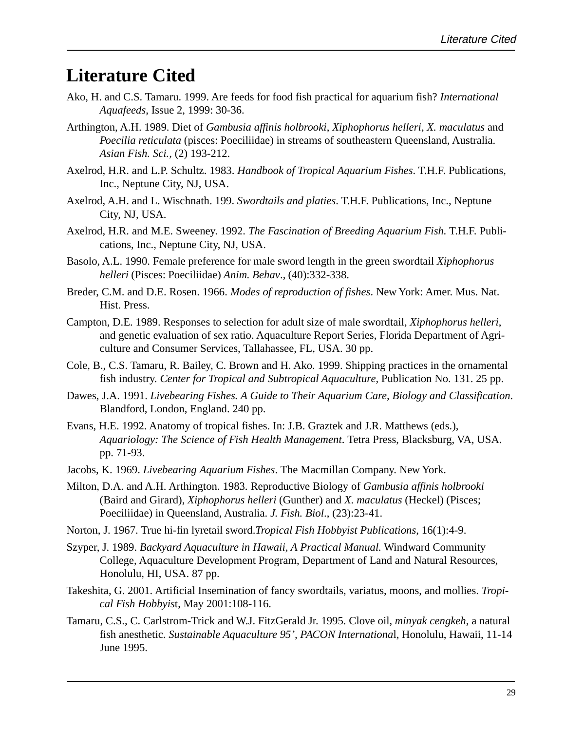# Literature Cited

Ako, H. and C.S. Tamaru. 1999. Are feeds for food fish practical for aquarium fish? *International Aquafeeds*, Issue 2, 1999: 30-36.

Arthington, A.H. 1989. Diet of *Gambusia affinis holbrooki*, *Xiphophorus helleri*, *X. maculatus* and *Poecilia reticulata* (pisces: Poeciliidae) in streams of southeastern Queensland, Australia. *Asian Fish. Sci.*, (2) 193-212.

Axelrod, H.R. and L.P. Schultz. 1983. *Handbook of Tropical Aquarium Fishes*. T.H.F. Publications, Inc., Neptune City, NJ, USA.

Axelrod, A.H. and L. Wischnath. 199. *Swordtails and platies*. T.H.F. Publications, Inc., Neptune City, NJ, USA.

Axelrod, H.R. and M.E. Sweeney. 1992. *The Fascination of Breeding Aquarium Fish.* T.H.F. Publications, Inc., Neptune City, NJ, USA.

Basolo, A.L. 1990. Female preference for male sword length in the green swordtail *Xiphophorus helleri* (Pisces: Poeciliidae) *Anim. Behav*., (40):332-338.

Breder, C.M. and D.E. Rosen. 1966. *Modes of reproduction of fishes*. New York: Amer. Mus. Nat. Hist. Press.

Campton, D.E. 1989. Responses to selection for adult size of male swordtail, *Xiphophorus helleri*, and genetic evaluation of sex ratio. Aquaculture Report Series, Florida Department of Agriculture and Consumer Services, Tallahassee, FL, USA. 30 pp.

Cole, B., C.S. Tamaru, R. Bailey, C. Brown and H. Ako. 1999. Shipping practices in the ornamental fish industry. *Center for Tropical and Subtropical Aquaculture*, Publication No. 131. 25 pp.

Dawes, J.A. 1991. *Livebearing Fishes. A Guide to Their Aquarium Care, Biology and Classification*. Blandford, London, England. 240 pp.

Evans, H.E. 1992. Anatomy of tropical fishes. In: J.B. Graztek and J.R. Matthews (eds.), *Aquariology: The Science of Fish Health Management*. Tetra Press, Blacksburg, VA, USA. pp. 71-93.

Jacobs, K. 1969. *Livebearing Aquarium Fishes*. The Macmillan Company. New York.

Milton, D.A. and A.H. Arthington. 1983. Reproductive Biology of *Gambusia affinis holbrooki* (Baird and Girard), *Xiphophorus helleri* (Gunther) and *X. maculatus* (Heckel) (Pisces; Poeciliidae) in Queensland, Australia. *J. Fish. Biol*., (23):23-41.

Norton, J. 1967. True hi-fin lyretail sword.*Tropical Fish Hobbyist Publications*, 16(1):4-9.

Szyper, J. 1989. *Backyard Aquaculture in Hawaii, A Practical Manual.* Windward Community College, Aquaculture Development Program, Department of Land and Natural Resources, Honolulu, HI, USA. 87 pp.

Takeshita, G. 2001. Artificial Insemination of fancy swordtails, variatus, moons, and mollies. *Tropical Fish Hobbyis*t, May 2001:108-116.

Tamaru, C.S., C. Carlstrom-Trick and W.J. FitzGerald Jr. 1995. Clove oil, *minyak cengkeh*, a natural fish anesthetic. *Sustainable Aquaculture 95', PACON Internationa*l, Honolulu, Hawaii, 11-14 June 1995.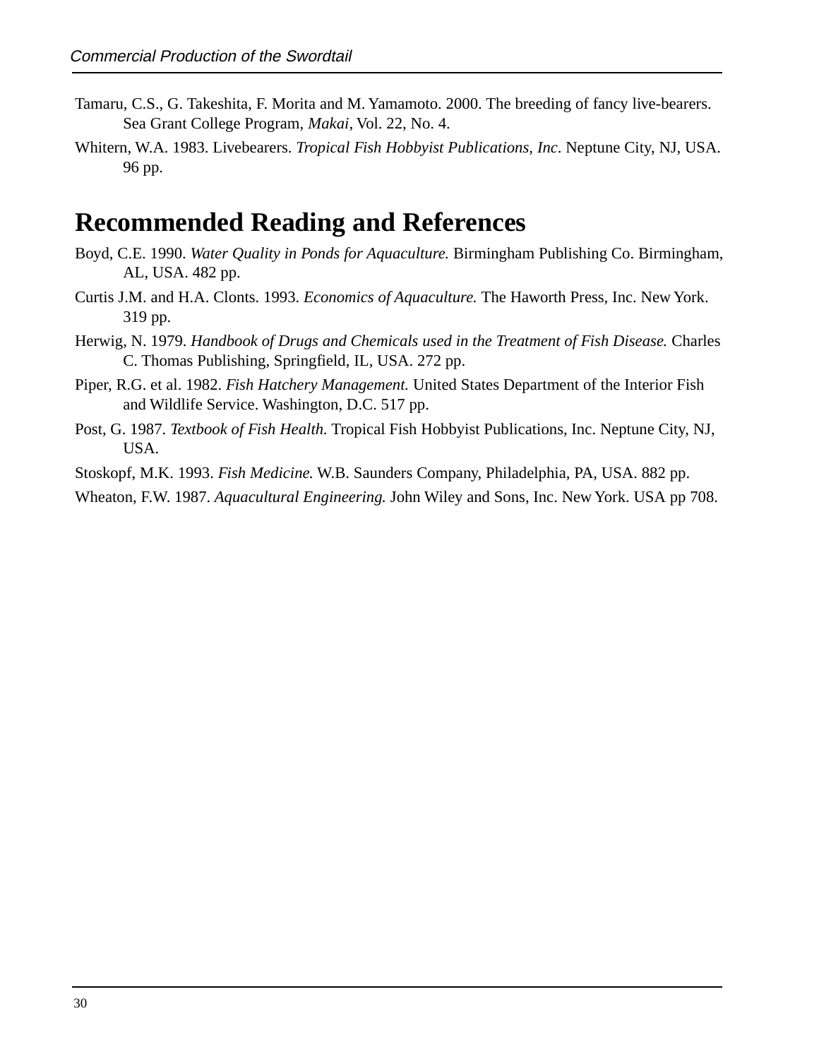Tamaru, C.S., G. Takeshita, F. Morita and M. Yamamoto. 2000. The breeding of fancy live-bearers. Sea Grant College Program, *Makai,* Vol. 22, No. 4.

Whitern, W.A. 1983. Livebearers. *Tropical Fish Hobbyist Publications, Inc*. Neptune City, NJ, USA. 96 pp.

# Recommended Reading and References

Boyd, C.E. 1990. *Water Quality in Ponds for Aquaculture.* Birmingham Publishing Co. Birmingham, AL, USA. 482 pp.

Curtis J.M. and H.A. Clonts. 1993. *Economics of Aquaculture.* The Haworth Press, Inc. New York. 319 pp.

Herwig, N. 1979. *Handbook of Drugs and Chemicals used in the Treatment of Fish Disease.* Charles C. Thomas Publishing, Springfield, IL, USA. 272 pp.

Piper, R.G. et al. 1982. *Fish Hatchery Management.* United States Department of the Interior Fish and Wildlife Service. Washington, D.C. 517 pp.

Post, G. 1987. *Textbook of Fish Health.* Tropical Fish Hobbyist Publications, Inc. Neptune City, NJ, USA.

Stoskopf, M.K. 1993. *Fish Medicine.* W.B. Saunders Company, Philadelphia, PA, USA. 882 pp.

Wheaton, F.W. 1987. *Aquacultural Engineering.* John Wiley and Sons, Inc. New York. USA pp 708.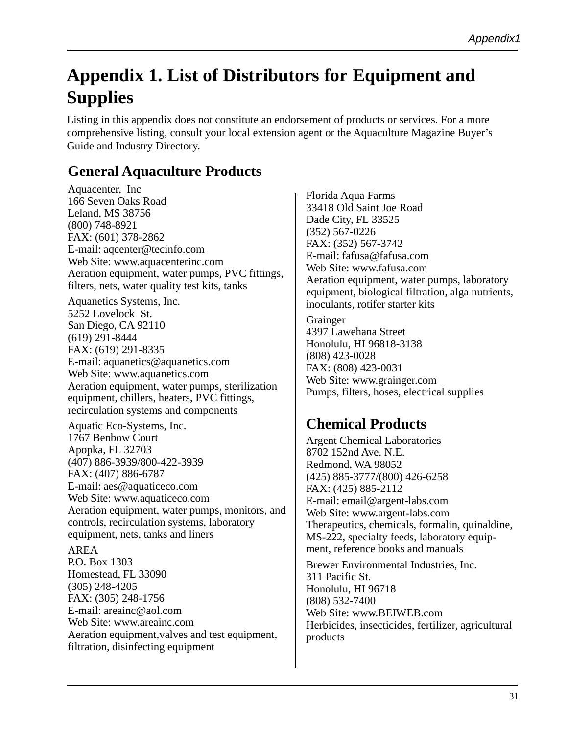# Appendix 1. List of Distributors for Equipment and Supplies

Listing in this appendix does not constitute an endorsement of products or services. For a more comprehensive listing, consult your local extension agent or the Aquaculture Magazine Buyer's Guide and Industry Directory.

## General Aquaculture Products

Aquacenter, Inc
166 Seven Oaks Road
Leland, MS 38756
(800) 748-8921
FAX: (601) 378-2862
E-mail: aqcenter@tecinfo.com
Web Site: www.aquacenterinc.com
Aeration equipment, water pumps, PVC fittings, filters, nets, water quality test kits, tanks

Aquanetics Systems, Inc.
5252 Lovelock St.
San Diego, CA 92110
(619) 291-8444
FAX: (619) 291-8335
E-mail: aquanetics@aquanetics.com
Web Site: www.aquanetics.com
Aeration equipment, water pumps, sterilization equipment, chillers, heaters, PVC fittings, recirculation systems and components

Aquatic Eco-Systems, Inc.
1767 Benbow Court
Apopka, FL 32703
(407) 886-3939/800-422-3939
FAX: (407) 886-6787
E-mail: aes@aquaticeco.com
Web Site: www.aquaticeco.com
Aeration equipment, water pumps, monitors, and controls, recirculation systems, laboratory equipment, nets, tanks and liners

AREA
P.O. Box 1303
Homestead, FL 33090
(305) 248-4205
FAX: (305) 248-1756
E-mail: areainc@aol.com
Web Site: www.areainc.com
Aeration equipment,valves and test equipment, filtration, disinfecting equipment

Florida Aqua Farms
33418 Old Saint Joe Road
Dade City, FL 33525
(352) 567-0226
FAX: (352) 567-3742
E-mail: fafusa@fafusa.com
Web Site: www.fafusa.com
Aeration equipment, water pumps, laboratory equipment, biological filtration, alga nutrients, inoculants, rotifer starter kits

Grainger
4397 Lawehana Street
Honolulu, HI 96818-3138
(808) 423-0028
FAX: (808) 423-0031
Web Site: www.grainger.com
Pumps, filters, hoses, electrical supplies

## Chemical Products

Argent Chemical Laboratories
8702 152nd Ave. N.E.
Redmond, WA 98052
(425) 885-3777/(800) 426-6258
FAX: (425) 885-2112
E-mail: email@argent-labs.com
Web Site: www.argent-labs.com
Therapeutics, chemicals, formalin, quinaldine, MS-222, specialty feeds, laboratory equipment, reference books and manuals

Brewer Environmental Industries, Inc.
311 Pacific St.
Honolulu, HI 96718
(808) 532-7400
Web Site: www.BEIWEB.com
Herbicides, insecticides, fertilizer, agricultural products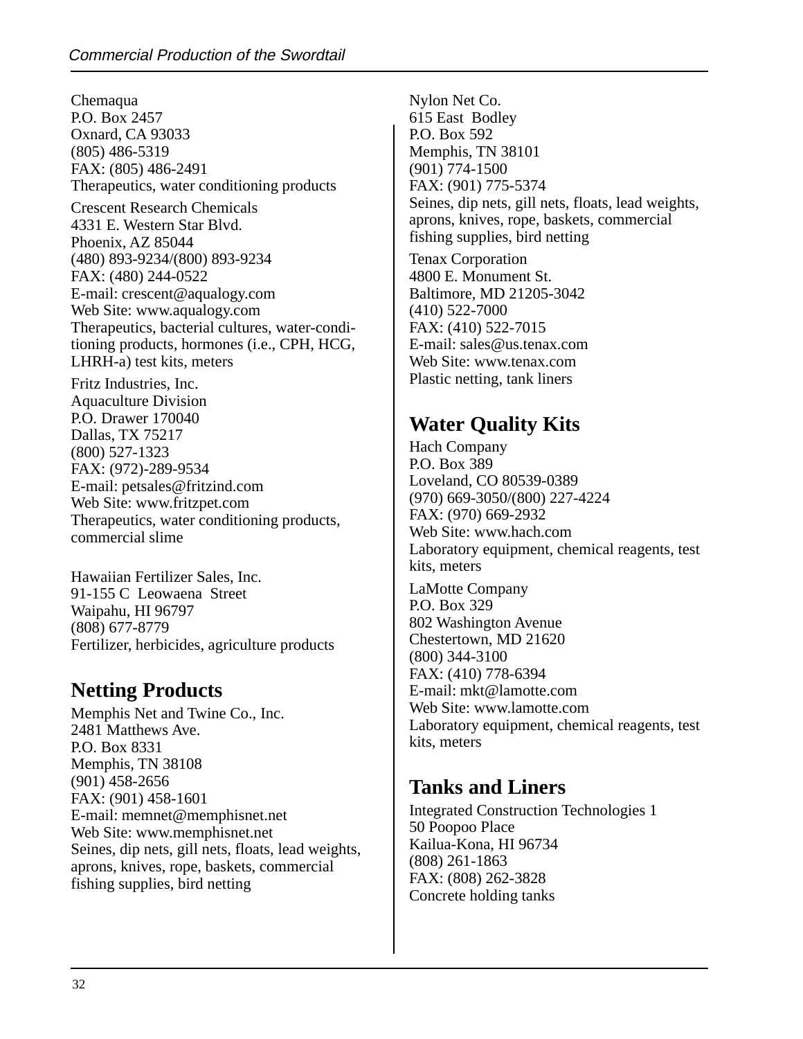Chemaqua
P.O. Box 2457
Oxnard, CA 93033
(805) 486-5319
FAX: (805) 486-2491
Therapeutics, water conditioning products

Crescent Research Chemicals
4331 E. Western Star Blvd.
Phoenix, AZ 85044
(480) 893-9234/(800) 893-9234
FAX: (480) 244-0522
E-mail: crescent@aqualogy.com
Web Site: www.aqualogy.com
Therapeutics, bacterial cultures, water-conditioning products, hormones (i.e., CPH, HCG, LHRH-a) test kits, meters

Fritz Industries, Inc.
Aquaculture Division
P.O. Drawer 170040
Dallas, TX 75217
(800) 527-1323
FAX: (972)-289-9534
E-mail: petsales@fritzind.com
Web Site: www.fritzpet.com
Therapeutics, water conditioning products, commercial slime

Hawaiian Fertilizer Sales, Inc.
91-155 C Leowaena Street
Waipahu, HI 96797
(808) 677-8779
Fertilizer, herbicides, agriculture products

## Netting Products

Memphis Net and Twine Co., Inc.
2481 Matthews Ave.
P.O. Box 8331
Memphis, TN 38108
(901) 458-2656
FAX: (901) 458-1601
E-mail: memnet@memphisnet.net
Web Site: www.memphisnet.net
Seines, dip nets, gill nets, floats, lead weights, aprons, knives, rope, baskets, commercial fishing supplies, bird netting

Nylon Net Co.
615 East Bodley
P.O. Box 592
Memphis, TN 38101
(901) 774-1500
FAX: (901) 775-5374
Seines, dip nets, gill nets, floats, lead weights, aprons, knives, rope, baskets, commercial fishing supplies, bird netting

Tenax Corporation
4800 E. Monument St.
Baltimore, MD 21205-3042
(410) 522-7000
FAX: (410) 522-7015
E-mail: sales@us.tenax.com
Web Site: www.tenax.com
Plastic netting, tank liners

## Water Quality Kits

Hach Company
P.O. Box 389
Loveland, CO 80539-0389
(970) 669-3050/(800) 227-4224
FAX: (970) 669-2932
Web Site: www.hach.com
Laboratory equipment, chemical reagents, test kits, meters

LaMotte Company
P.O. Box 329
802 Washington Avenue
Chestertown, MD 21620
(800) 344-3100
FAX: (410) 778-6394
E-mail: mkt@lamotte.com
Web Site: www.lamotte.com
Laboratory equipment, chemical reagents, test kits, meters

## Tanks and Liners

Integrated Construction Technologies 1
50 Poopoo Place
Kailua-Kona, HI 96734
(808) 261-1863
FAX: (808) 262-3828
Concrete holding tanks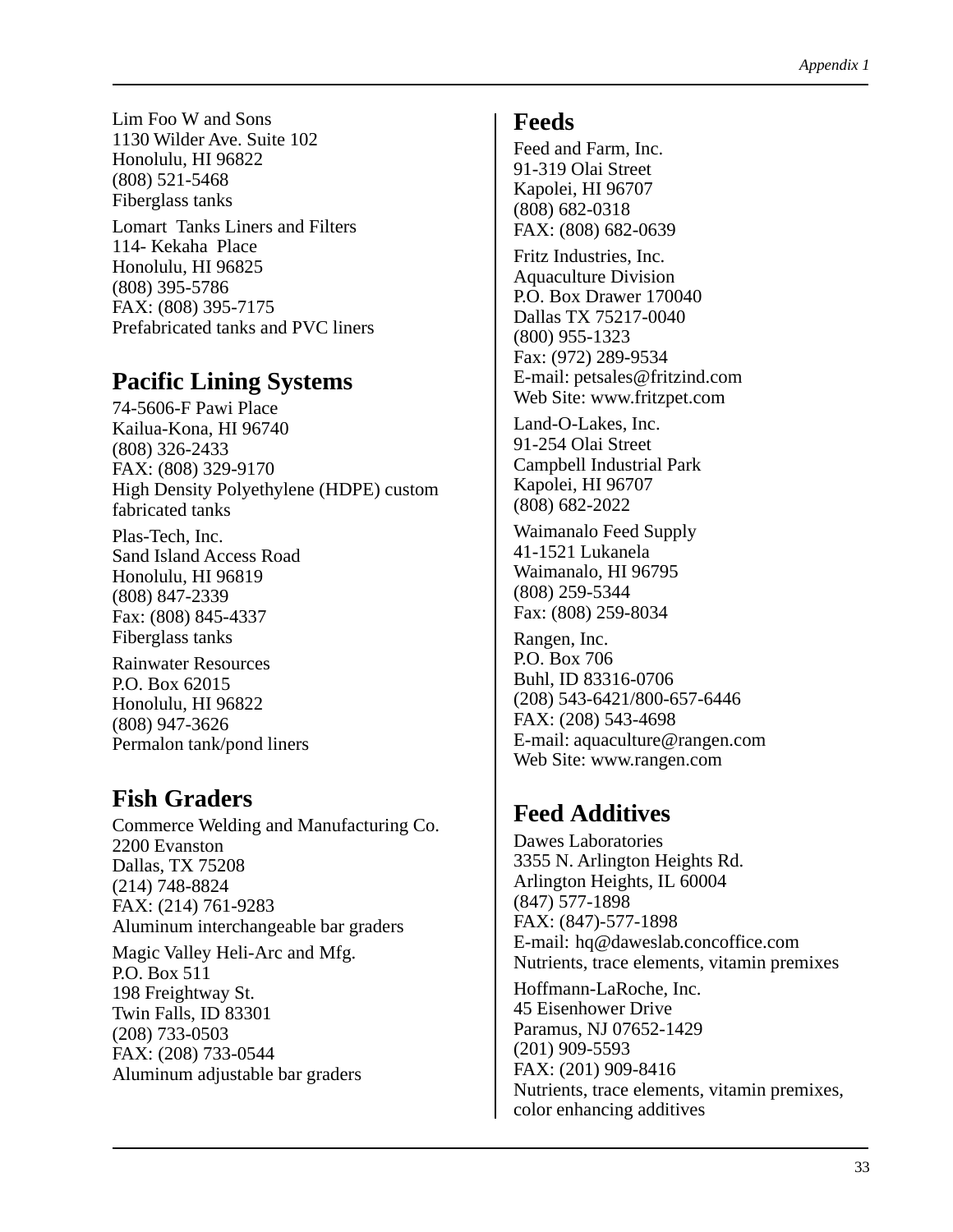Lim Foo W and Sons
1130 Wilder Ave. Suite 102
Honolulu, HI 96822
(808) 521-5468
Fiberglass tanks

Lomart Tanks Liners and Filters
114- Kekaha Place
Honolulu, HI 96825
(808) 395-5786
FAX: (808) 395-7175
Prefabricated tanks and PVC liners

## Pacific Lining Systems

74-5606-F Pawi Place
Kailua-Kona, HI 96740
(808) 326-2433
FAX: (808) 329-9170
High Density Polyethylene (HDPE) custom fabricated tanks

Plas-Tech, Inc.
Sand Island Access Road
Honolulu, HI 96819
(808) 847-2339
Fax: (808) 845-4337
Fiberglass tanks

Rainwater Resources
P.O. Box 62015
Honolulu, HI 96822
(808) 947-3626
Permalon tank/pond liners

## Fish Graders

Commerce Welding and Manufacturing Co.
2200 Evanston
Dallas, TX 75208
(214) 748-8824
FAX: (214) 761-9283
Aluminum interchangeable bar graders

Magic Valley Heli-Arc and Mfg.
P.O. Box 511
198 Freightway St.
Twin Falls, ID 83301
(208) 733-0503
FAX: (208) 733-0544
Aluminum adjustable bar graders

## Feeds

Feed and Farm, Inc.
91-319 Olai Street
Kapolei, HI 96707
(808) 682-0318
FAX: (808) 682-0639

Fritz Industries, Inc.
Aquaculture Division
P.O. Box Drawer 170040
Dallas TX 75217-0040
(800) 955-1323
Fax: (972) 289-9534
E-mail: petsales@fritzind.com
Web Site: www.fritzpet.com

Land-O-Lakes, Inc.
91-254 Olai Street
Campbell Industrial Park
Kapolei, HI 96707
(808) 682-2022

Waimanalo Feed Supply
41-1521 Lukanela
Waimanalo, HI 96795
(808) 259-5344
Fax: (808) 259-8034

Rangen, Inc.
P.O. Box 706
Buhl, ID 83316-0706
(208) 543-6421/800-657-6446
FAX: (208) 543-4698
E-mail: aquaculture@rangen.com
Web Site: www.rangen.com

## Feed Additives

Dawes Laboratories
3355 N. Arlington Heights Rd.
Arlington Heights, IL 60004
(847) 577-1898
FAX: (847)-577-1898
E-mail: hq@daweslab.concoffice.com
Nutrients, trace elements, vitamin premixes

Hoffmann-LaRoche, Inc.
45 Eisenhower Drive
Paramus, NJ 07652-1429
(201) 909-5593
FAX: (201) 909-8416
Nutrients, trace elements, vitamin premixes, color enhancing additives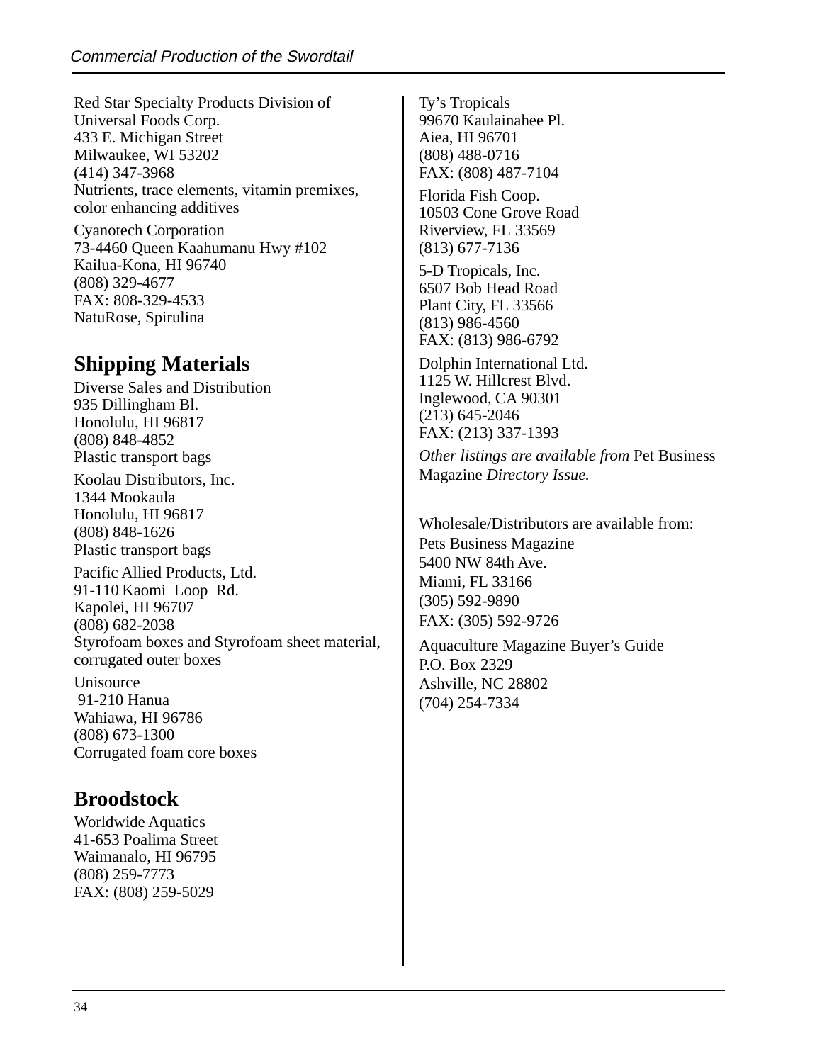Red Star Specialty Products Division of Universal Foods Corp.
433 E. Michigan Street
Milwaukee, WI 53202
(414) 347-3968
Nutrients, trace elements, vitamin premixes, color enhancing additives

Cyanotech Corporation
73-4460 Queen Kaahumanu Hwy #102
Kailua-Kona, HI 96740
(808) 329-4677
FAX: 808-329-4533
NatuRose, Spirulina

## Shipping Materials

Diverse Sales and Distribution
935 Dillingham Bl.
Honolulu, HI 96817
(808) 848-4852
Plastic transport bags

Koolau Distributors, Inc.
1344 Mookaula
Honolulu, HI 96817
(808) 848-1626
Plastic transport bags

Pacific Allied Products, Ltd.
91-110 Kaomi Loop Rd.
Kapolei, HI 96707
(808) 682-2038
Styrofoam boxes and Styrofoam sheet material, corrugated outer boxes

Unisource
91-210 Hanua
Wahiawa, HI 96786
(808) 673-1300
Corrugated foam core boxes

## Broodstock

Worldwide Aquatics
41-653 Poalima Street
Waimanalo, HI 96795
(808) 259-7773
FAX: (808) 259-5029

Ty's Tropicals
99670 Kaulainahee Pl.
Aiea, HI 96701
(808) 488-0716
FAX: (808) 487-7104

Florida Fish Coop.
10503 Cone Grove Road
Riverview, FL 33569
(813) 677-7136

5-D Tropicals, Inc.
6507 Bob Head Road
Plant City, FL 33566
(813) 986-4560
FAX: (813) 986-6792

Dolphin International Ltd.
1125 W. Hillcrest Blvd.
Inglewood, CA 90301
(213) 645-2046
FAX: (213) 337-1393

*Other listings are available from* Pet Business Magazine *Directory Issue.*

Wholesale/Distributors are available from:

Pets Business Magazine
5400 NW 84th Ave.
Miami, FL 33166
(305) 592-9890
FAX: (305) 592-9726

Aquaculture Magazine Buyer's Guide
P.O. Box 2329
Ashville, NC 28802
(704) 254-7334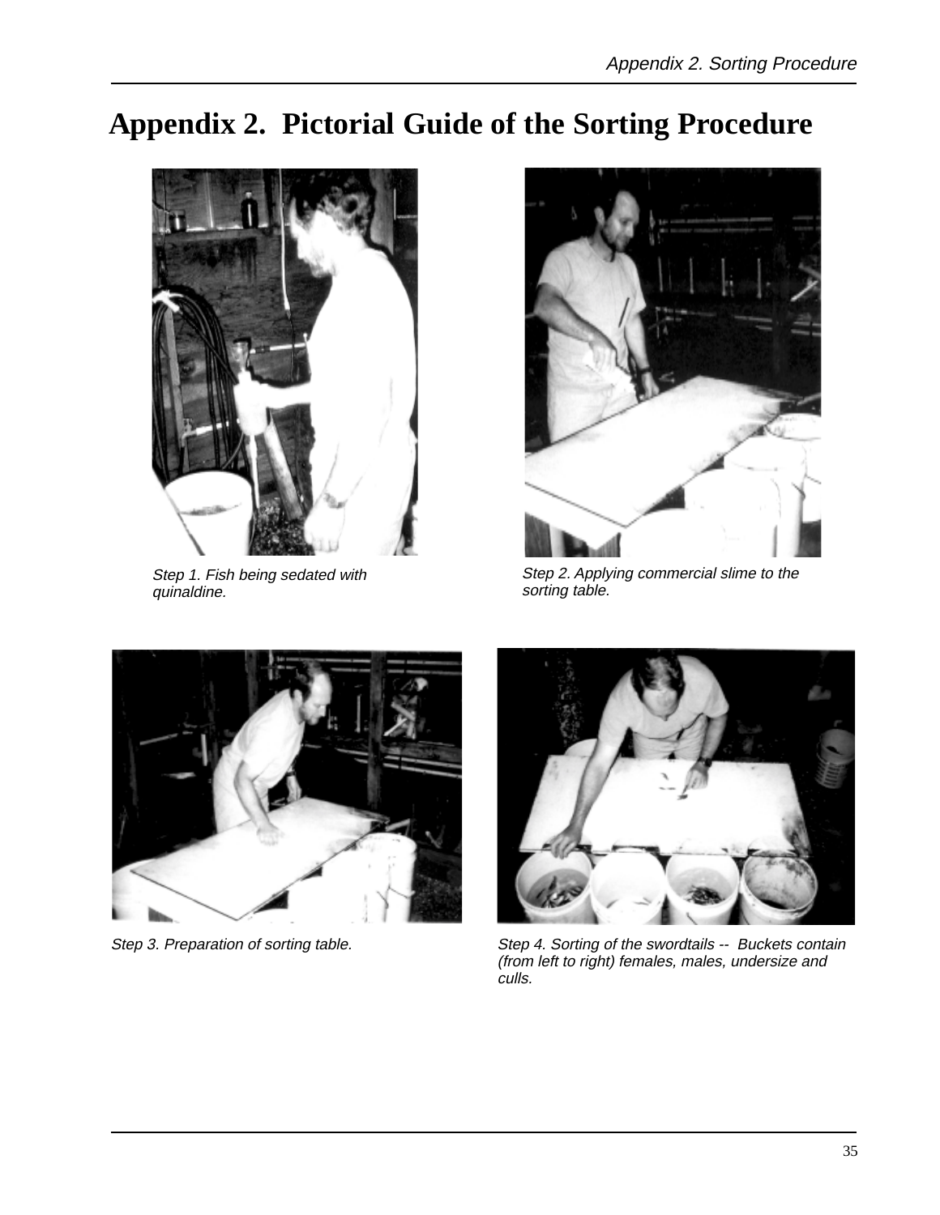# Appendix 2. Pictorial Guide of the Sorting Procedure

*Step 1. Fish being sedated with quinaldine.*

*Step 2. Applying commercial slime to the sorting table.*

*Step 3. Preparation of sorting table.*

*Step 4. Sorting of the swordtails -- Buckets contain (from left to right) females, males, undersize and culls.*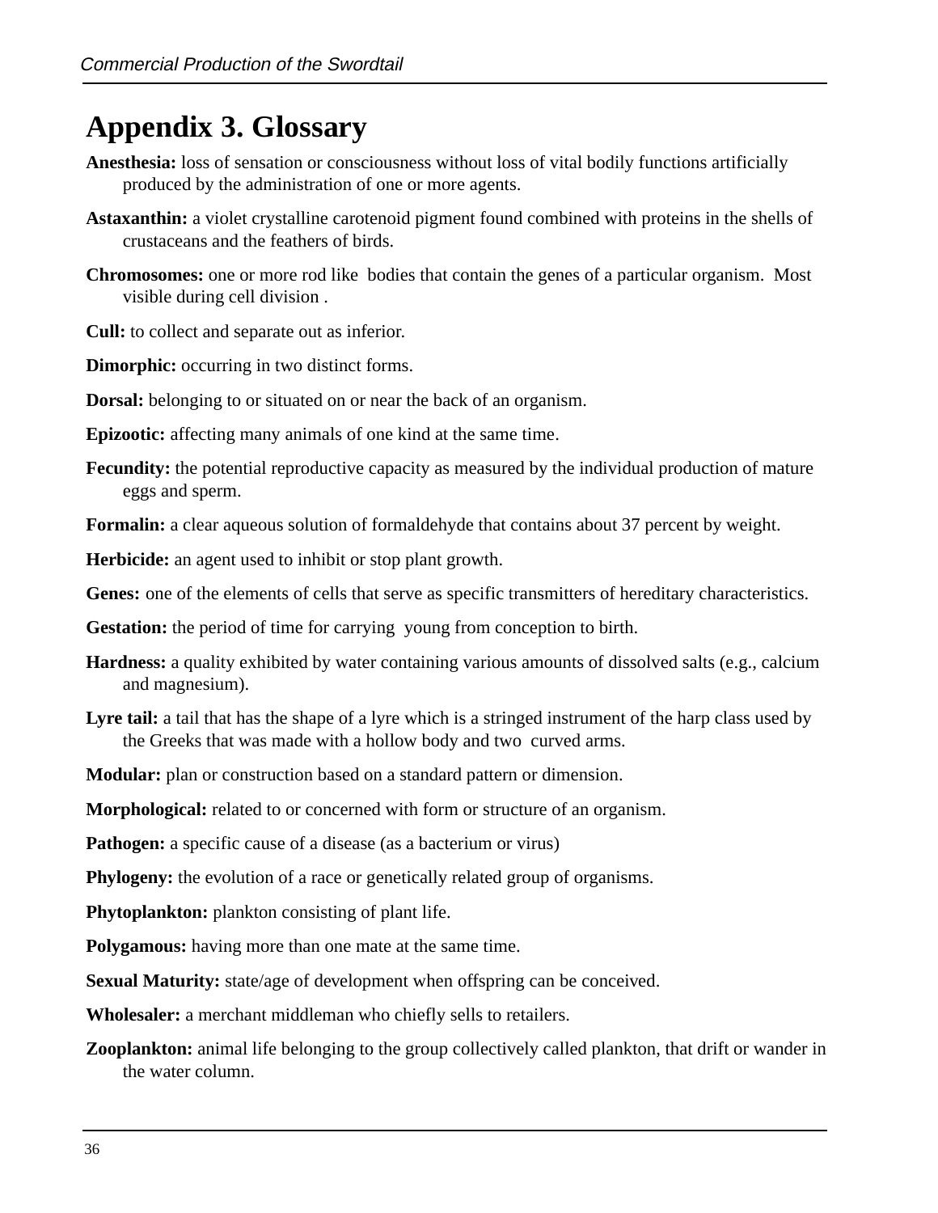# Appendix 3. Glossary

**Anesthesia:** loss of sensation or consciousness without loss of vital bodily functions artificially produced by the administration of one or more agents.

**Astaxanthin:** a violet crystalline carotenoid pigment found combined with proteins in the shells of crustaceans and the feathers of birds.

**Chromosomes:** one or more rod like bodies that contain the genes of a particular organism. Most visible during cell division .

**Cull:** to collect and separate out as inferior.

**Dimorphic:** occurring in two distinct forms.

**Dorsal:** belonging to or situated on or near the back of an organism.

**Epizootic:** affecting many animals of one kind at the same time.

**Fecundity:** the potential reproductive capacity as measured by the individual production of mature eggs and sperm.

**Formalin:** a clear aqueous solution of formaldehyde that contains about 37 percent by weight.

**Herbicide:** an agent used to inhibit or stop plant growth.

**Genes:** one of the elements of cells that serve as specific transmitters of hereditary characteristics.

**Gestation:** the period of time for carrying young from conception to birth.

**Hardness:** a quality exhibited by water containing various amounts of dissolved salts (e.g., calcium and magnesium).

**Lyre tail:** a tail that has the shape of a lyre which is a stringed instrument of the harp class used by the Greeks that was made with a hollow body and two curved arms.

**Modular:** plan or construction based on a standard pattern or dimension.

**Morphological:** related to or concerned with form or structure of an organism.

**Pathogen:** a specific cause of a disease (as a bacterium or virus)

**Phylogeny:** the evolution of a race or genetically related group of organisms.

**Phytoplankton:** plankton consisting of plant life.

**Polygamous:** having more than one mate at the same time.

**Sexual Maturity:** state/age of development when offspring can be conceived.

**Wholesaler:** a merchant middleman who chiefly sells to retailers.

**Zooplankton:** animal life belonging to the group collectively called plankton, that drift or wander in the water column.